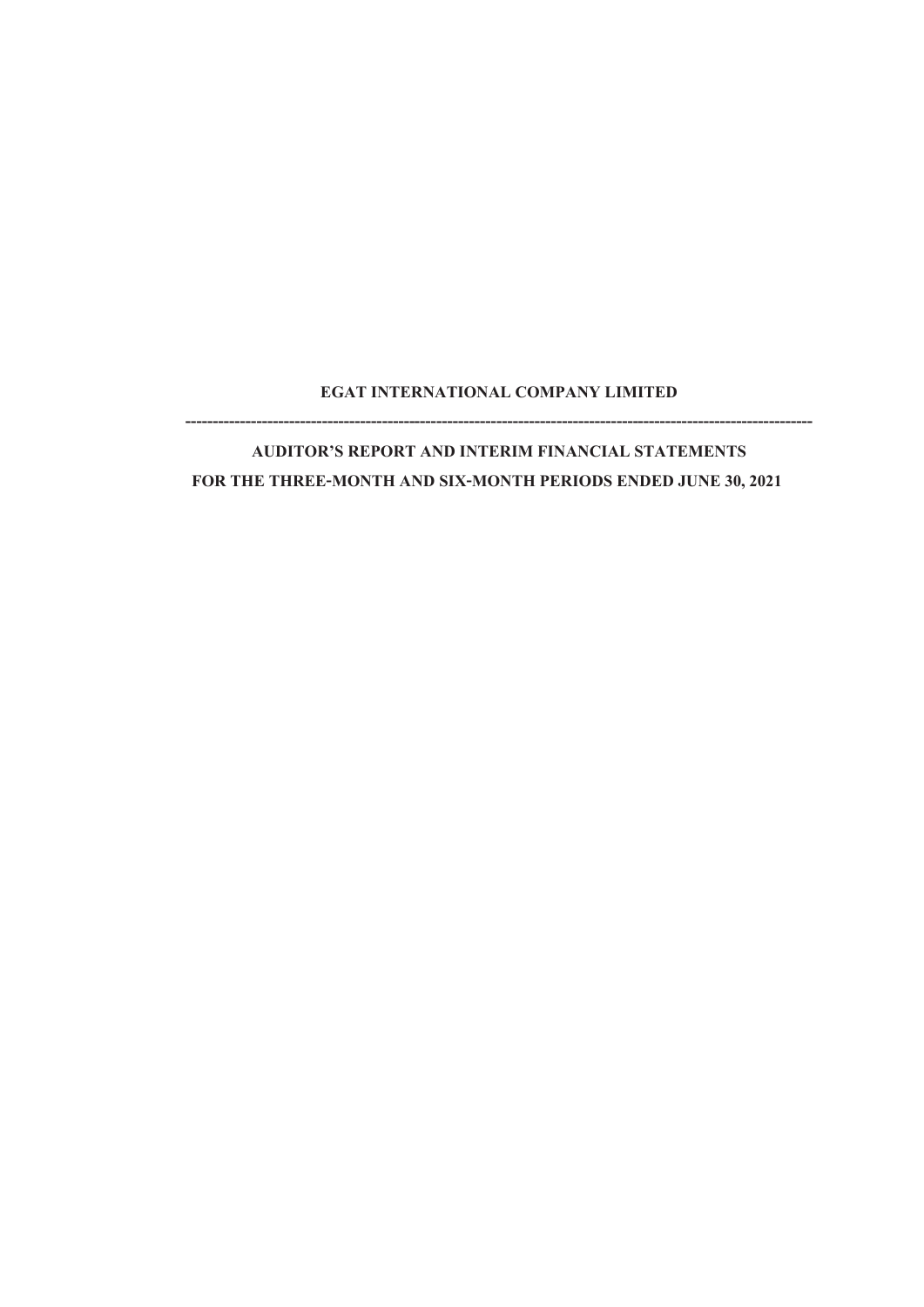**EGAT INTERNATIONAL COMPANY LIMITED**

---

**AUDITOR'S REPORT AND INTERIM FINANCIAL STATEMENTS**

**FOR THE THREE-MONTH AND SIX-MONTH PERIODS ENDED JUNE 30, 2021**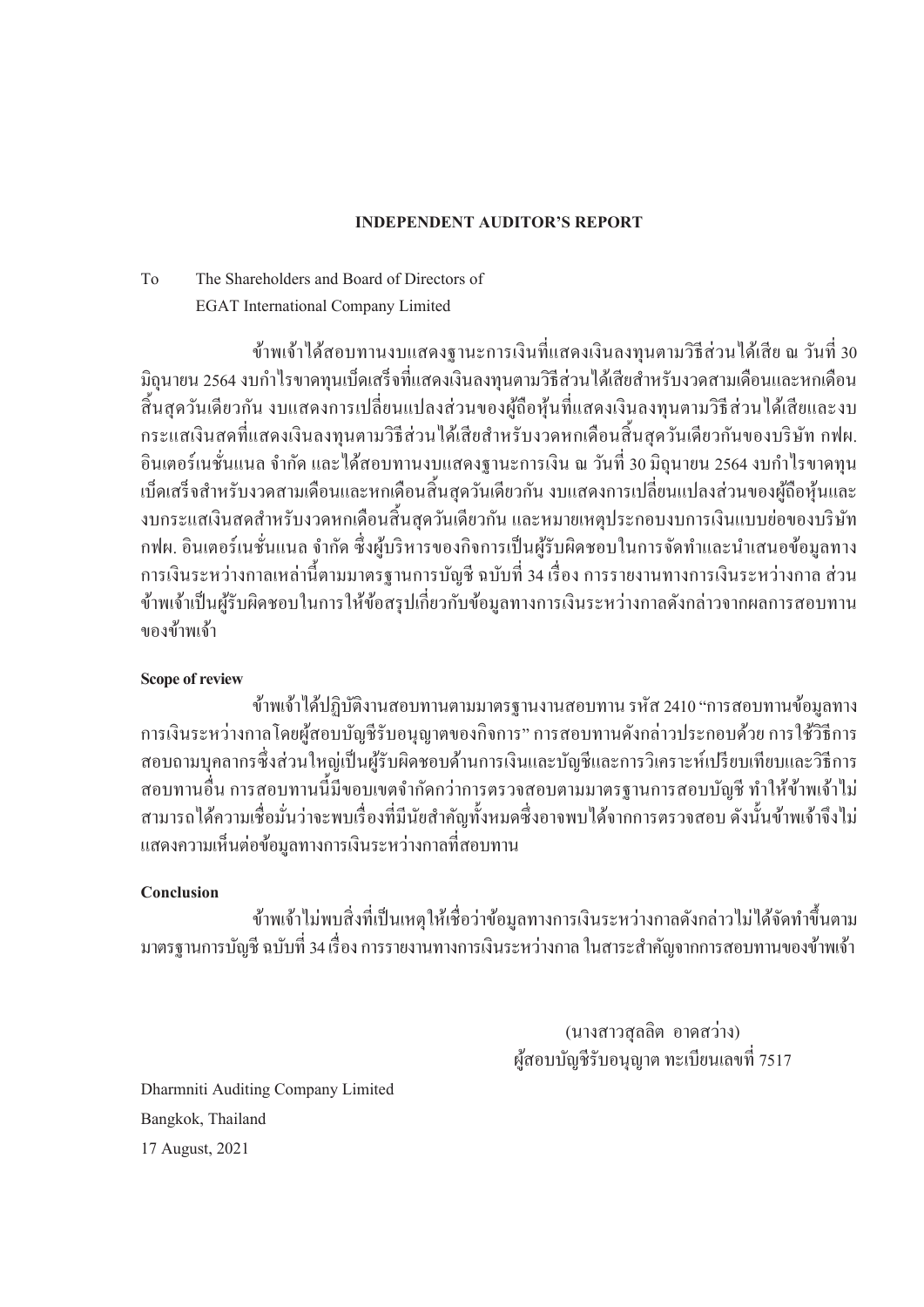# INDEPENDENT AUDITOR'S REPORT

To The Shareholders and Board of Directors of
EGAT International Company Limited

ข้าพเจ้าได้สอบทานงบแสดงฐานะการเงินที่แสดงเงินลงทุนตามวิธีส่วนได้เสีย ณ วันที่ 30 มิถุนายน 2564 งบกำไรขาดทุนเบ็ดเสร็จที่แสดงเงินลงทุนตามวิธีส่วนได้เสียสำหรับงวดสามเดือนและหกเดือนสิ้นสุดวันเดียวกัน งบแสดงการเปลี่ยนแปลงส่วนของผู้ถือหุ้นที่แสดงเงินลงทุนตามวิธีส่วนได้เสียและงบกระแสเงินสดที่แสดงเงินลงทุนตามวิธีส่วนได้เสียสำหรับงวดหกเดือนสิ้นสุดวันเดียวกันของบริษัท กฟผ. อินเตอร์เนชั่นแนล จำกัด และได้สอบทานงบแสดงฐานะการเงิน ณ วันที่ 30 มิถุนายน 2564 งบกำไรขาดทุนเบ็ดเสร็จสำหรับงวดสามเดือนและหกเดือนสิ้นสุดวันเดียวกัน งบแสดงการเปลี่ยนแปลงส่วนของผู้ถือหุ้นและงบกระแสเงินสดสำหรับงวดหกเดือนสิ้นสุดวันเดียวกัน และหมายเหตุประกอบงบการเงินแบบย่อของบริษัท กฟผ. อินเตอร์เนชั่นแนล จำกัด ซึ่งผู้บริหารของกิจการเป็นผู้รับผิดชอบในการจัดทำและนำเสนอข้อมูลทางการเงินระหว่างกาลเหล่านี้ตามมาตรฐานการบัญชี ฉบับที่ 34 เรื่อง การรายงานทางการเงินระหว่างกาล ส่วนข้าพเจ้าเป็นผู้รับผิดชอบในการให้ข้อสรุปเกี่ยวกับข้อมูลทางการเงินระหว่างกาลดังกล่าวจากผลการสอบทานของข้าพเจ้า

**Scope of review**

ข้าพเจ้าได้ปฏิบัติงานสอบทานตามมาตรฐานงานสอบทาน รหัส 2410 "การสอบทานข้อมูลทางการเงินระหว่างกาลโดยผู้สอบบัญชีรับอนุญาตของกิจการ" การสอบทานดังกล่าวประกอบด้วย การใช้วิธีการสอบถามบุคลากรซึ่งส่วนใหญ่เป็นผู้รับผิดชอบด้านการเงินและบัญชีและการวิเคราะห์เปรียบเทียบและวิธีการสอบทานอื่น การสอบทานนี้มีขอบเขตจำกัดกว่าการตรวจสอบตามมาตรฐานการสอบบัญชี ทำให้ข้าพเจ้าไม่สามารถได้ความเชื่อมั่นว่าจะพบเรื่องที่มีนัยสำคัญทั้งหมดซึ่งอาจพบได้จากการตรวจสอบ ดังนั้นข้าพเจ้าจึงไม่แสดงความเห็นต่อข้อมูลทางการเงินระหว่างกาลที่สอบทาน

**Conclusion**

ข้าพเจ้าไม่พบสิ่งที่เป็นเหตุให้เชื่อว่าข้อมูลทางการเงินระหว่างกาลดังกล่าวไม่ได้จัดทำขึ้นตามมาตรฐานการบัญชี ฉบับที่ 34 เรื่อง การรายงานทางการเงินระหว่างกาล ในสาระสำคัญจากการสอบทานของข้าพเจ้า

(นางสาวสุลลิต อาดสว่าง)
ผู้สอบบัญชีรับอนุญาต ทะเบียนเลขที่ 7517

Dharmniti Auditing Company Limited
Bangkok, Thailand
17 August, 2021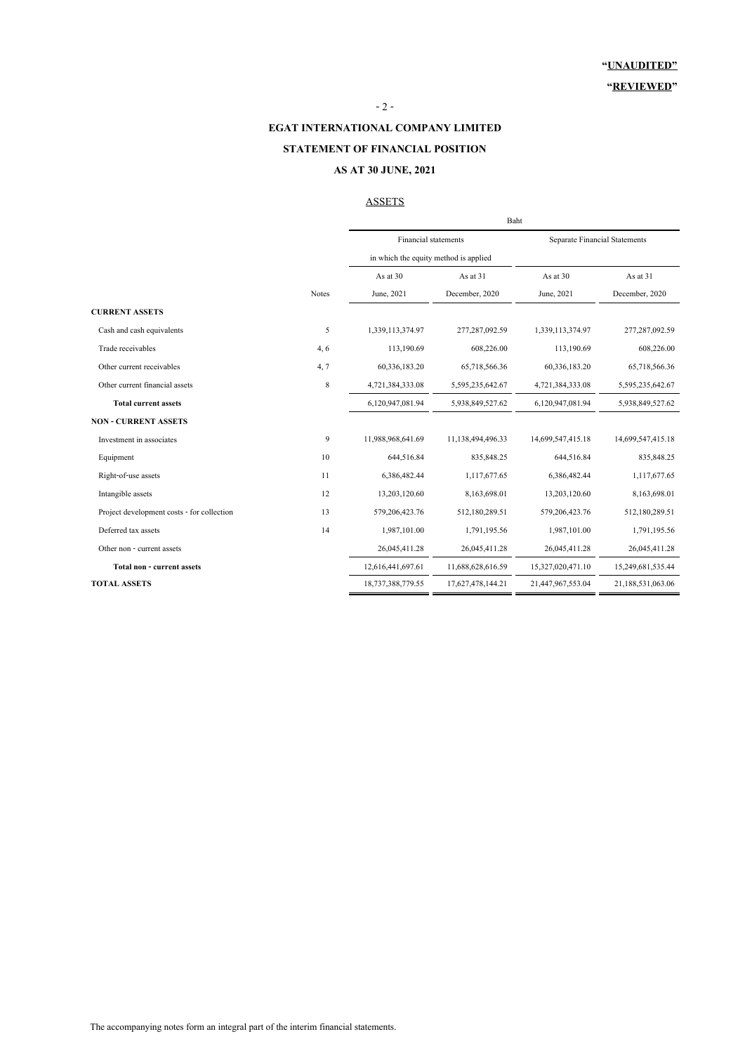**"UNAUDITED"**

**"REVIEWED"**

**EGAT INTERNATIONAL COMPANY LIMITED**

**STATEMENT OF FINANCIAL POSITION**

**AS AT 30 JUNE, 2021**

ASSETS

| | | Baht | | | |
|---|---|---|---|---|---|
| | | Financial statements in which the equity method is applied | | Separate Financial Statements | |
| | Notes | As at 30 June, 2021 | As at 31 December, 2020 | As at 30 June, 2021 | As at 31 December, 2020 |
| **CURRENT ASSETS** | | | | | |
| Cash and cash equivalents | 5 | 1,339,113,374.97 | 277,287,092.59 | 1,339,113,374.97 | 277,287,092.59 |
| Trade receivables | 4, 6 | 113,190.69 | 608,226.00 | 113,190.69 | 608,226.00 |
| Other current receivables | 4, 7 | 60,336,183.20 | 65,718,566.36 | 60,336,183.20 | 65,718,566.36 |
| Other current financial assets | 8 | 4,721,384,333.08 | 5,595,235,642.67 | 4,721,384,333.08 | 5,595,235,642.67 |
| **Total current assets** | | 6,120,947,081.94 | 5,938,849,527.62 | 6,120,947,081.94 | 5,938,849,527.62 |
| **NON - CURRENT ASSETS** | | | | | |
| Investment in associates | 9 | 11,988,968,641.69 | 11,138,494,496.33 | 14,699,547,415.18 | 14,699,547,415.18 |
| Equipment | 10 | 644,516.84 | 835,848.25 | 644,516.84 | 835,848.25 |
| Right-of-use assets | 11 | 6,386,482.44 | 1,117,677.65 | 6,386,482.44 | 1,117,677.65 |
| Intangible assets | 12 | 13,203,120.60 | 8,163,698.01 | 13,203,120.60 | 8,163,698.01 |
| Project development costs - for collection | 13 | 579,206,423.76 | 512,180,289.51 | 579,206,423.76 | 512,180,289.51 |
| Deferred tax assets | 14 | 1,987,101.00 | 1,791,195.56 | 1,987,101.00 | 1,791,195.56 |
| Other non - current assets | | 26,045,411.28 | 26,045,411.28 | 26,045,411.28 | 26,045,411.28 |
| **Total non - current assets** | | 12,616,441,697.61 | 11,688,628,616.59 | 15,327,020,471.10 | 15,249,681,535.44 |
| **TOTAL ASSETS** | | 18,737,388,779.55 | 17,627,478,144.21 | 21,447,967,553.04 | 21,188,531,063.06 |

The accompanying notes form an integral part of the interim financial statements.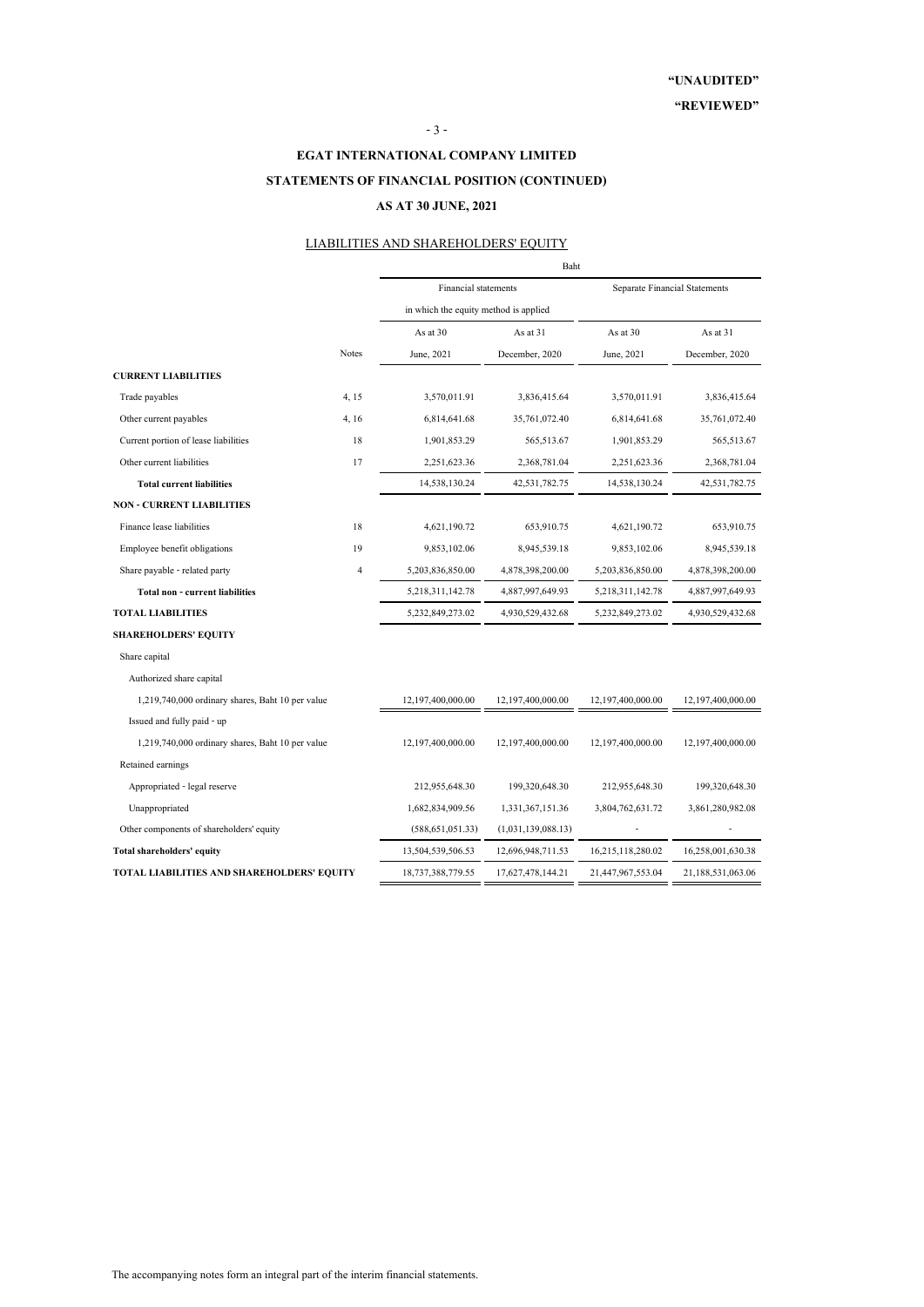"UNAUDITED"

"REVIEWED"

# EGAT INTERNATIONAL COMPANY LIMITED

## STATEMENTS OF FINANCIAL POSITION (CONTINUED)

## AS AT 30 JUNE, 2021

### LIABILITIES AND SHAREHOLDERS' EQUITY

| | | Baht | | | |
|---|---|---|---|---|---|
| | | Financial statements in which the equity method is applied | | Separate Financial Statements | |
| | Notes | As at 30 June, 2021 | As at 31 December, 2020 | As at 30 June, 2021 | As at 31 December, 2020 |
| **CURRENT LIABILITIES** | | | | | |
| Trade payables | 4, 15 | 3,570,011.91 | 3,836,415.64 | 3,570,011.91 | 3,836,415.64 |
| Other current payables | 4, 16 | 6,814,641.68 | 35,761,072.40 | 6,814,641.68 | 35,761,072.40 |
| Current portion of lease liabilities | 18 | 1,901,853.29 | 565,513.67 | 1,901,853.29 | 565,513.67 |
| Other current liabilities | 17 | 2,251,623.36 | 2,368,781.04 | 2,251,623.36 | 2,368,781.04 |
| **Total current liabilities** | | 14,538,130.24 | 42,531,782.75 | 14,538,130.24 | 42,531,782.75 |
| **NON - CURRENT LIABILITIES** | | | | | |
| Finance lease liabilities | 18 | 4,621,190.72 | 653,910.75 | 4,621,190.72 | 653,910.75 |
| Employee benefit obligations | 19 | 9,853,102.06 | 8,945,539.18 | 9,853,102.06 | 8,945,539.18 |
| Share payable - related party | 4 | 5,203,836,850.00 | 4,878,398,200.00 | 5,203,836,850.00 | 4,878,398,200.00 |
| **Total non - current liabilities** | | 5,218,311,142.78 | 4,887,997,649.93 | 5,218,311,142.78 | 4,887,997,649.93 |
| **TOTAL LIABILITIES** | | 5,232,849,273.02 | 4,930,529,432.68 | 5,232,849,273.02 | 4,930,529,432.68 |
| **SHAREHOLDERS' EQUITY** | | | | | |
| Share capital | | | | | |
| Authorized share capital | | | | | |
| 1,219,740,000 ordinary shares, Baht 10 per value | | 12,197,400,000.00 | 12,197,400,000.00 | 12,197,400,000.00 | 12,197,400,000.00 |
| Issued and fully paid - up | | | | | |
| 1,219,740,000 ordinary shares, Baht 10 per value | | 12,197,400,000.00 | 12,197,400,000.00 | 12,197,400,000.00 | 12,197,400,000.00 |
| Retained earnings | | | | | |
| Appropriated - legal reserve | | 212,955,648.30 | 199,320,648.30 | 212,955,648.30 | 199,320,648.30 |
| Unappropriated | | 1,682,834,909.56 | 1,331,367,151.36 | 3,804,762,631.72 | 3,861,280,982.08 |
| Other components of shareholders' equity | | (588,651,051.33) | (1,031,139,088.13) | - | - |
| **Total shareholders' equity** | | 13,504,539,506.53 | 12,696,948,711.53 | 16,215,118,280.02 | 16,258,001,630.38 |
| **TOTAL LIABILITIES AND SHAREHOLDERS' EQUITY** | | 18,737,388,779.55 | 17,627,478,144.21 | 21,447,967,553.04 | 21,188,531,063.06 |

The accompanying notes form an integral part of the interim financial statements.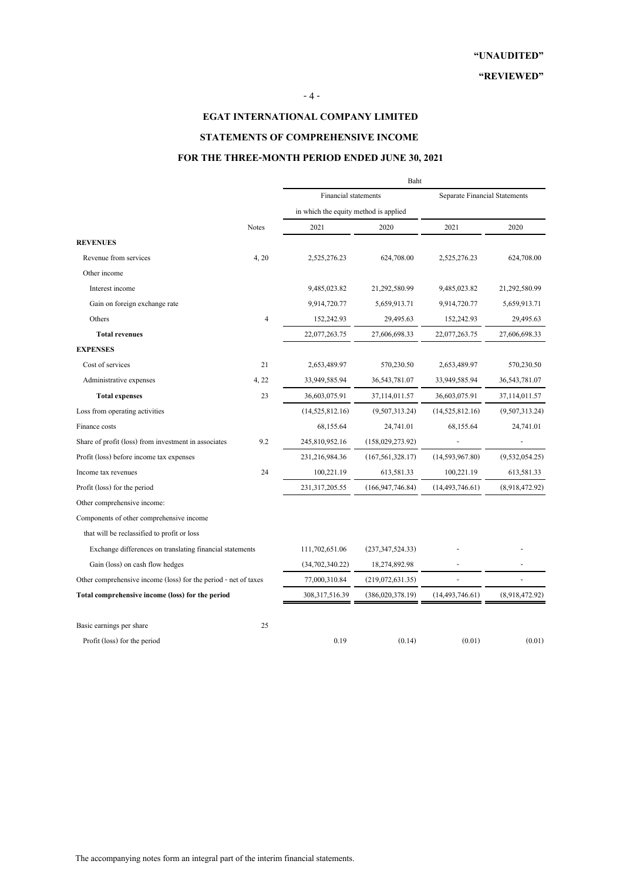**"UNAUDITED"**

**"REVIEWED"**

# EGAT INTERNATIONAL COMPANY LIMITED

## STATEMENTS OF COMPREHENSIVE INCOME

## FOR THE THREE-MONTH PERIOD ENDED JUNE 30, 2021

| | | Baht | | | |
|---|---|---|---|---|---|
| | | Financial statements in which the equity method is applied | | Separate Financial Statements | |
| | Notes | 2021 | 2020 | 2021 | 2020 |
| **REVENUES** | | | | | |
| Revenue from services | 4, 20 | 2,525,276.23 | 624,708.00 | 2,525,276.23 | 624,708.00 |
| Other income | | | | | |
| Interest income | | 9,485,023.82 | 21,292,580.99 | 9,485,023.82 | 21,292,580.99 |
| Gain on foreign exchange rate | | 9,914,720.77 | 5,659,913.71 | 9,914,720.77 | 5,659,913.71 |
| Others | 4 | 152,242.93 | 29,495.63 | 152,242.93 | 29,495.63 |
| **Total revenues** | | 22,077,263.75 | 27,606,698.33 | 22,077,263.75 | 27,606,698.33 |
| **EXPENSES** | | | | | |
| Cost of services | 21 | 2,653,489.97 | 570,230.50 | 2,653,489.97 | 570,230.50 |
| Administrative expenses | 4, 22 | 33,949,585.94 | 36,543,781.07 | 33,949,585.94 | 36,543,781.07 |
| **Total expenses** | 23 | 36,603,075.91 | 37,114,011.57 | 36,603,075.91 | 37,114,011.57 |
| Loss from operating activities | | (14,525,812.16) | (9,507,313.24) | (14,525,812.16) | (9,507,313.24) |
| Finance costs | | 68,155.64 | 24,741.01 | 68,155.64 | 24,741.01 |
| Share of profit (loss) from investment in associates | 9.2 | 245,810,952.16 | (158,029,273.92) | - | - |
| Profit (loss) before income tax expenses | | 231,216,984.36 | (167,561,328.17) | (14,593,967.80) | (9,532,054.25) |
| Income tax revenues | 24 | 100,221.19 | 613,581.33 | 100,221.19 | 613,581.33 |
| Profit (loss) for the period | | 231,317,205.55 | (166,947,746.84) | (14,493,746.61) | (8,918,472.92) |
| Other comprehensive income: | | | | | |
| Components of other comprehensive income that will be reclassified to profit or loss | | | | | |
| Exchange differences on translating financial statements | | 111,702,651.06 | (237,347,524.33) | - | - |
| Gain (loss) on cash flow hedges | | (34,702,340.22) | 18,274,892.98 | - | - |
| Other comprehensive income (loss) for the period - net of taxes | | 77,000,310.84 | (219,072,631.35) | - | - |
| **Total comprehensive income (loss) for the period** | | 308,317,516.39 | (386,020,378.19) | (14,493,746.61) | (8,918,472.92) |
| | | | | | |
| Basic earnings per share | 25 | | | | |
| Profit (loss) for the period | | 0.19 | (0.14) | (0.01) | (0.01) |

The accompanying notes form an integral part of the interim financial statements.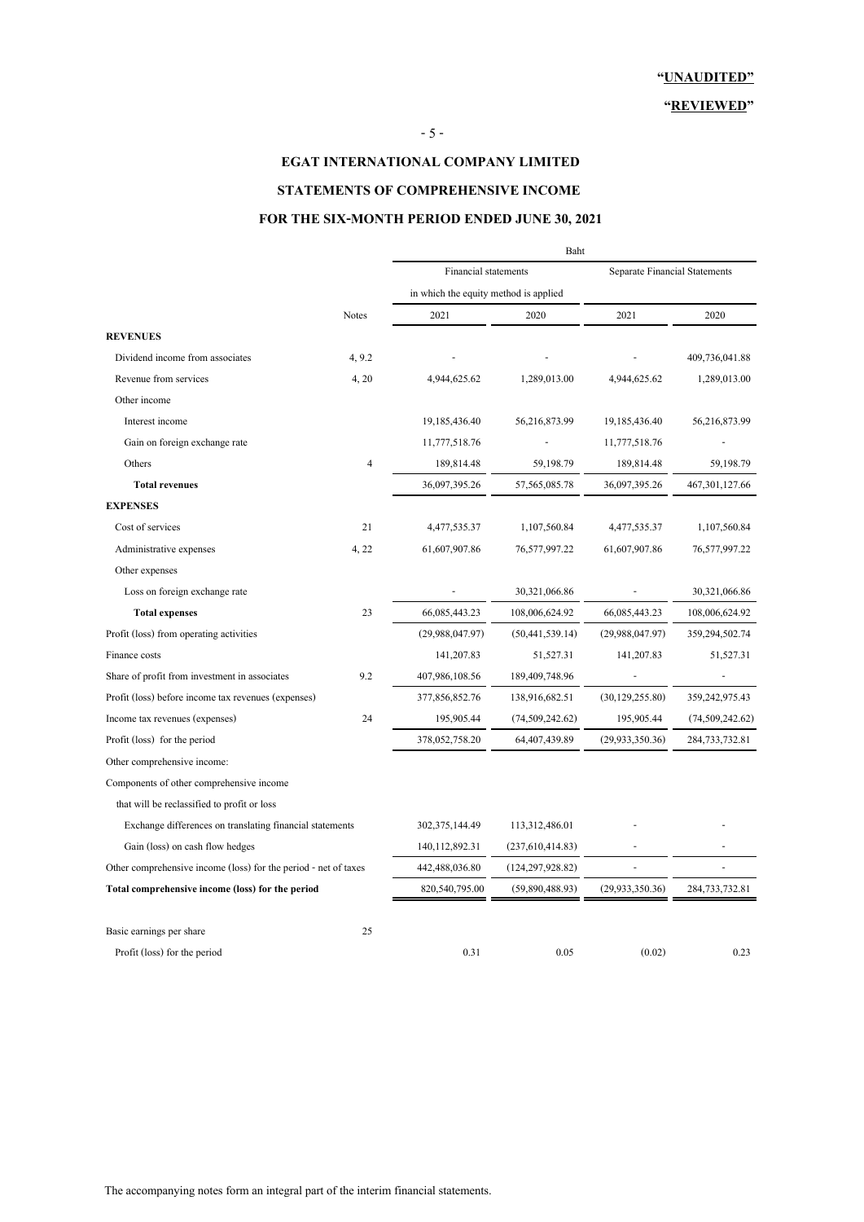**"UNAUDITED"**

**"REVIEWED"**

# EGAT INTERNATIONAL COMPANY LIMITED

## STATEMENTS OF COMPREHENSIVE INCOME

## FOR THE SIX-MONTH PERIOD ENDED JUNE 30, 2021

| | | Baht | | | |
|---|---|---|---|---|---|
| | | Financial statements in which the equity method is applied | | Separate Financial Statements | |
| | Notes | 2021 | 2020 | 2021 | 2020 |
| **REVENUES** | | | | | |
| Dividend income from associates | 4, 9.2 | - | - | - | 409,736,041.88 |
| Revenue from services | 4, 20 | 4,944,625.62 | 1,289,013.00 | 4,944,625.62 | 1,289,013.00 |
| Other income | | | | | |
| Interest income | | 19,185,436.40 | 56,216,873.99 | 19,185,436.40 | 56,216,873.99 |
| Gain on foreign exchange rate | | 11,777,518.76 | - | 11,777,518.76 | - |
| Others | 4 | 189,814.48 | 59,198.79 | 189,814.48 | 59,198.79 |
| **Total revenues** | | 36,097,395.26 | 57,565,085.78 | 36,097,395.26 | 467,301,127.66 |
| **EXPENSES** | | | | | |
| Cost of services | 21 | 4,477,535.37 | 1,107,560.84 | 4,477,535.37 | 1,107,560.84 |
| Administrative expenses | 4, 22 | 61,607,907.86 | 76,577,997.22 | 61,607,907.86 | 76,577,997.22 |
| Other expenses | | | | | |
| Loss on foreign exchange rate | | - | 30,321,066.86 | - | 30,321,066.86 |
| **Total expenses** | 23 | 66,085,443.23 | 108,006,624.92 | 66,085,443.23 | 108,006,624.92 |
| Profit (loss) from operating activities | | (29,988,047.97) | (50,441,539.14) | (29,988,047.97) | 359,294,502.74 |
| Finance costs | | 141,207.83 | 51,527.31 | 141,207.83 | 51,527.31 |
| Share of profit from investment in associates | 9.2 | 407,986,108.56 | 189,409,748.96 | - | - |
| Profit (loss) before income tax revenues (expenses) | | 377,856,852.76 | 138,916,682.51 | (30,129,255.80) | 359,242,975.43 |
| Income tax revenues (expenses) | 24 | 195,905.44 | (74,509,242.62) | 195,905.44 | (74,509,242.62) |
| Profit (loss) for the period | | 378,052,758.20 | 64,407,439.89 | (29,933,350.36) | 284,733,732.81 |
| Other comprehensive income: | | | | | |
| Components of other comprehensive income that will be reclassified to profit or loss | | | | | |
| Exchange differences on translating financial statements | | 302,375,144.49 | 113,312,486.01 | - | - |
| Gain (loss) on cash flow hedges | | 140,112,892.31 | (237,610,414.83) | - | - |
| Other comprehensive income (loss) for the period - net of taxes | | 442,488,036.80 | (124,297,928.82) | - | - |
| **Total comprehensive income (loss) for the period** | | 820,540,795.00 | (59,890,488.93) | (29,933,350.36) | 284,733,732.81 |
| | | | | | |
| Basic earnings per share | 25 | | | | |
| Profit (loss) for the period | | 0.31 | 0.05 | (0.02) | 0.23 |

The accompanying notes form an integral part of the interim financial statements.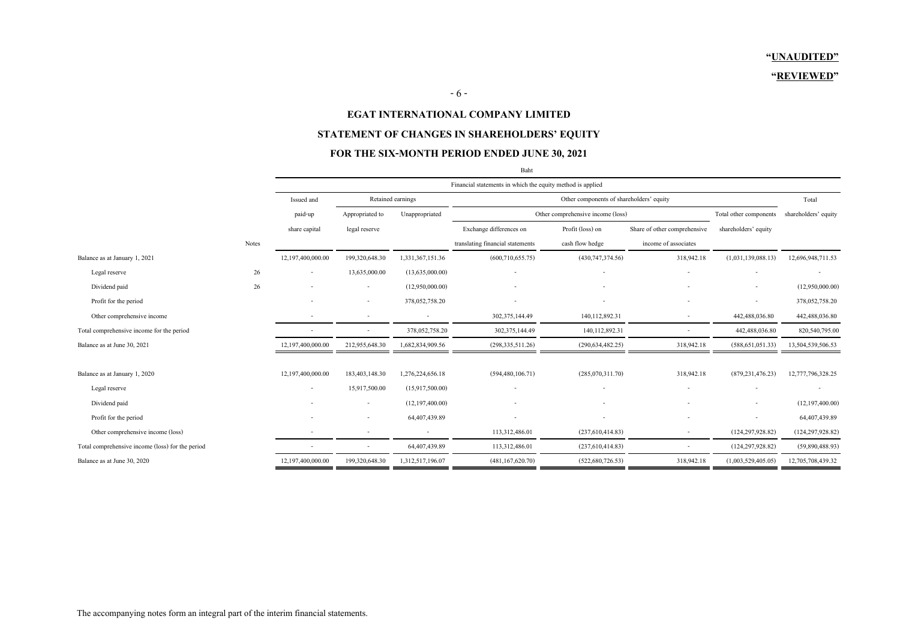**"UNAUDITED"**

**"REVIEWED"**

## EGAT INTERNATIONAL COMPANY LIMITED

## STATEMENT OF CHANGES IN SHAREHOLDERS' EQUITY

## FOR THE SIX-MONTH PERIOD ENDED JUNE 30, 2021

Baht

| | | Financial statements in which the equity method is applied | | | | | | | |
|---|---|---|---|---|---|---|---|---|---|
| | | Issued and | Retained earnings | | Other components of shareholders' equity | | | | Total |
| | | paid-up | Appropriated to | Unappropriated | Other comprehensive income (loss) | | | Total other components | shareholders' equity |
| | | share capital | legal reserve | | Exchange differences on | Profit (loss) on | Share of other comprehensive | shareholders' equity | |
| | Notes | | | | translating financial statements | cash flow hedge | income of associates | | |
| Balance as at January 1, 2021 | | 12,197,400,000.00 | 199,320,648.30 | 1,331,367,151.36 | (600,710,655.75) | (430,747,374.56) | 318,942.18 | (1,031,139,088.13) | 12,696,948,711.53 |
| Legal reserve | 26 | - | 13,635,000.00 | (13,635,000.00) | - | - | - | - | - |
| Dividend paid | 26 | - | - | (12,950,000.00) | - | - | - | - | (12,950,000.00) |
| Profit for the period | | - | - | 378,052,758.20 | - | - | - | - | 378,052,758.20 |
| Other comprehensive income | | - | - | - | 302,375,144.49 | 140,112,892.31 | - | 442,488,036.80 | 442,488,036.80 |
| Total comprehensive income for the period | | - | - | 378,052,758.20 | 302,375,144.49 | 140,112,892.31 | - | 442,488,036.80 | 820,540,795.00 |
| Balance as at June 30, 2021 | | 12,197,400,000.00 | 212,955,648.30 | 1,682,834,909.56 | (298,335,511.26) | (290,634,482.25) | 318,942.18 | (588,651,051.33) | 13,504,539,506.53 |
| | | | | | | | | | |
| Balance as at January 1, 2020 | | 12,197,400,000.00 | 183,403,148.30 | 1,276,224,656.18 | (594,480,106.71) | (285,070,311.70) | 318,942.18 | (879,231,476.23) | 12,777,796,328.25 |
| Legal reserve | | - | 15,917,500.00 | (15,917,500.00) | - | - | - | - | - |
| Dividend paid | | - | - | (12,197,400.00) | - | - | - | - | (12,197,400.00) |
| Profit for the period | | - | - | 64,407,439.89 | - | - | - | - | 64,407,439.89 |
| Other comprehensive income (loss) | | - | - | - | 113,312,486.01 | (237,610,414.83) | - | (124,297,928.82) | (124,297,928.82) |
| Total comprehensive income (loss) for the period | | - | - | 64,407,439.89 | 113,312,486.01 | (237,610,414.83) | - | (124,297,928.82) | (59,890,488.93) |
| Balance as at June 30, 2020 | | 12,197,400,000.00 | 199,320,648.30 | 1,312,517,196.07 | (481,167,620.70) | (522,680,726.53) | 318,942.18 | (1,003,529,405.05) | 12,705,708,439.32 |

The accompanying notes form an integral part of the interim financial statements.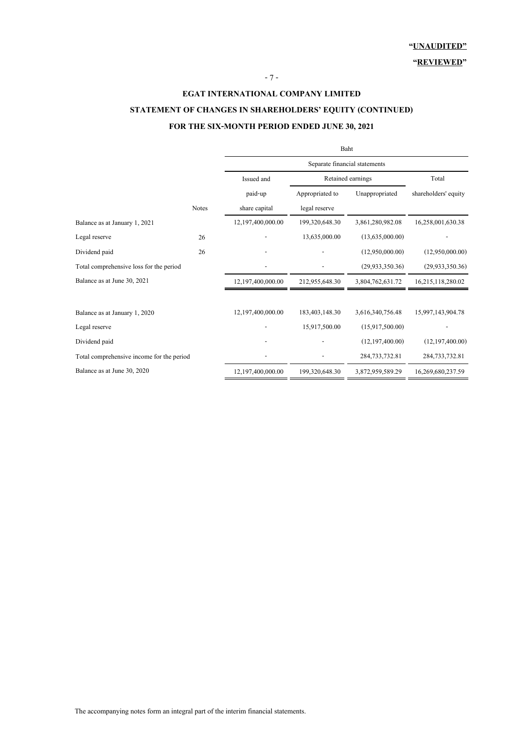**"UNAUDITED"**

**"REVIEWED"**

# EGAT INTERNATIONAL COMPANY LIMITED

## STATEMENT OF CHANGES IN SHAREHOLDERS' EQUITY (CONTINUED)

## FOR THE SIX-MONTH PERIOD ENDED JUNE 30, 2021

| | | Baht | | | |
|---|---|---|---|---|---|
| | | Separate financial statements | | | |
| | | Issued and | Retained earnings | | Total |
| | | paid-up | Appropriated to | Unappropriated | shareholders' equity |
| | Notes | share capital | legal reserve | | |
| Balance as at January 1, 2021 | | 12,197,400,000.00 | 199,320,648.30 | 3,861,280,982.08 | 16,258,001,630.38 |
| Legal reserve | 26 | - | 13,635,000.00 | (13,635,000.00) | - |
| Dividend paid | 26 | - | - | (12,950,000.00) | (12,950,000.00) |
| Total comprehensive loss for the period | | - | - | (29,933,350.36) | (29,933,350.36) |
| Balance as at June 30, 2021 | | 12,197,400,000.00 | 212,955,648.30 | 3,804,762,631.72 | 16,215,118,280.02 |
| | | | | | |
| Balance as at January 1, 2020 | | 12,197,400,000.00 | 183,403,148.30 | 3,616,340,756.48 | 15,997,143,904.78 |
| Legal reserve | | - | 15,917,500.00 | (15,917,500.00) | - |
| Dividend paid | | - | - | (12,197,400.00) | (12,197,400.00) |
| Total comprehensive income for the period | | - | - | 284,733,732.81 | 284,733,732.81 |
| Balance as at June 30, 2020 | | 12,197,400,000.00 | 199,320,648.30 | 3,872,959,589.29 | 16,269,680,237.59 |

The accompanying notes form an integral part of the interim financial statements.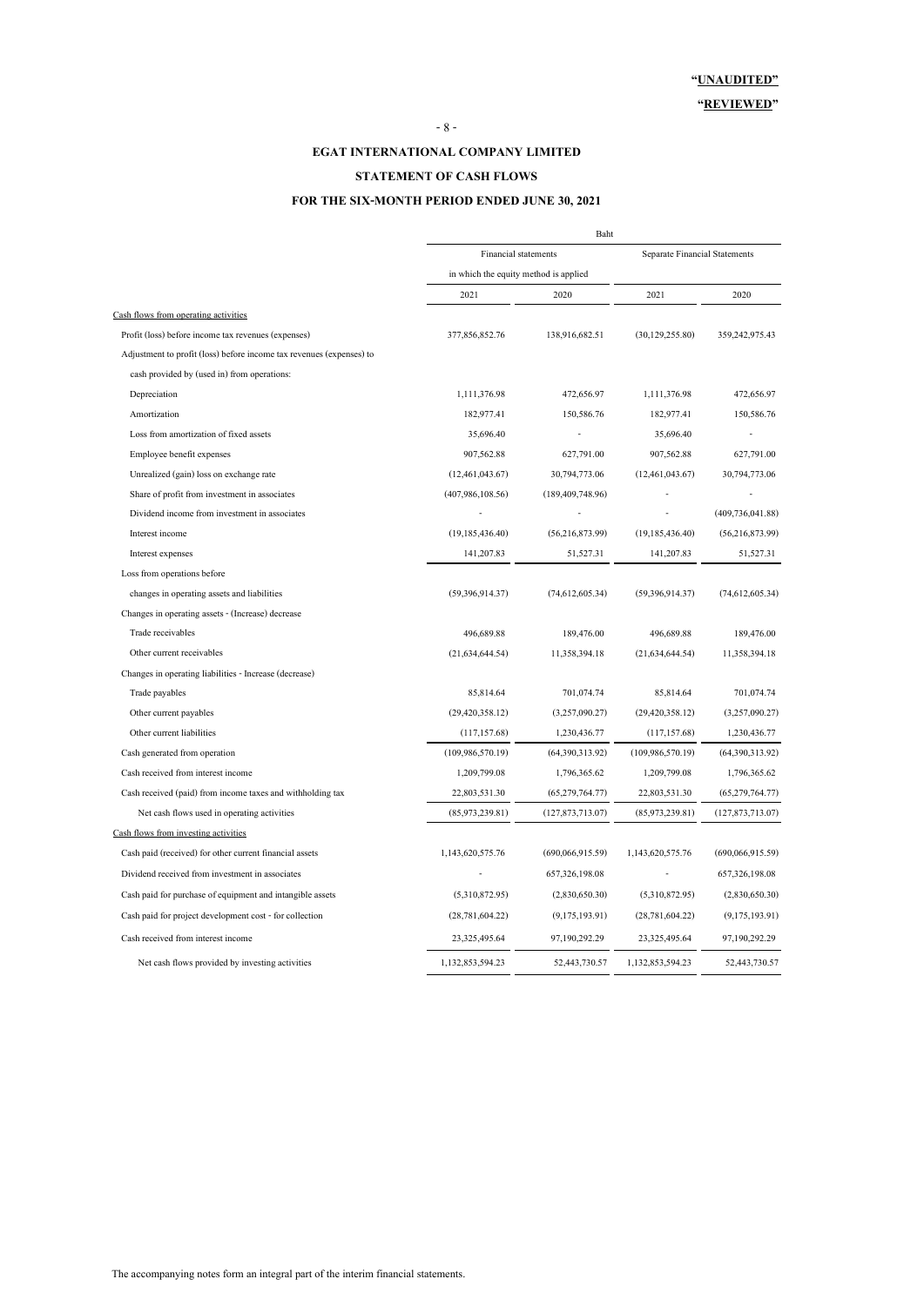**"UNAUDITED"**

**"REVIEWED"**

# EGAT INTERNATIONAL COMPANY LIMITED

## STATEMENT OF CASH FLOWS

### FOR THE SIX-MONTH PERIOD ENDED JUNE 30, 2021

| | Baht | | | |
|---|---|---|---|---|
| | Financial statements in which the equity method is applied | | Separate Financial Statements | |
| | 2021 | 2020 | 2021 | 2020 |
| Cash flows from operating activities | | | | |
| Profit (loss) before income tax revenues (expenses) | 377,856,852.76 | 138,916,682.51 | (30,129,255.80) | 359,242,975.43 |
| Adjustment to profit (loss) before income tax revenues (expenses) to cash provided by (used in) from operations: | | | | |
| Depreciation | 1,111,376.98 | 472,656.97 | 1,111,376.98 | 472,656.97 |
| Amortization | 182,977.41 | 150,586.76 | 182,977.41 | 150,586.76 |
| Loss from amortization of fixed assets | 35,696.40 | - | 35,696.40 | - |
| Employee benefit expenses | 907,562.88 | 627,791.00 | 907,562.88 | 627,791.00 |
| Unrealized (gain) loss on exchange rate | (12,461,043.67) | 30,794,773.06 | (12,461,043.67) | 30,794,773.06 |
| Share of profit from investment in associates | (407,986,108.56) | (189,409,748.96) | - | - |
| Dividend income from investment in associates | - | - | - | (409,736,041.88) |
| Interest income | (19,185,436.40) | (56,216,873.99) | (19,185,436.40) | (56,216,873.99) |
| Interest expenses | 141,207.83 | 51,527.31 | 141,207.83 | 51,527.31 |
| Loss from operations before changes in operating assets and liabilities | (59,396,914.37) | (74,612,605.34) | (59,396,914.37) | (74,612,605.34) |
| Changes in operating assets - (Increase) decrease | | | | |
| Trade receivables | 496,689.88 | 189,476.00 | 496,689.88 | 189,476.00 |
| Other current receivables | (21,634,644.54) | 11,358,394.18 | (21,634,644.54) | 11,358,394.18 |
| Changes in operating liabilities - Increase (decrease) | | | | |
| Trade payables | 85,814.64 | 701,074.74 | 85,814.64 | 701,074.74 |
| Other current payables | (29,420,358.12) | (3,257,090.27) | (29,420,358.12) | (3,257,090.27) |
| Other current liabilities | (117,157.68) | 1,230,436.77 | (117,157.68) | 1,230,436.77 |
| Cash generated from operation | (109,986,570.19) | (64,390,313.92) | (109,986,570.19) | (64,390,313.92) |
| Cash received from interest income | 1,209,799.08 | 1,796,365.62 | 1,209,799.08 | 1,796,365.62 |
| Cash received (paid) from income taxes and withholding tax | 22,803,531.30 | (65,279,764.77) | 22,803,531.30 | (65,279,764.77) |
| Net cash flows used in operating activities | (85,973,239.81) | (127,873,713.07) | (85,973,239.81) | (127,873,713.07) |
| Cash flows from investing activities | | | | |
| Cash paid (received) for other current financial assets | 1,143,620,575.76 | (690,066,915.59) | 1,143,620,575.76 | (690,066,915.59) |
| Dividend received from investment in associates | - | 657,326,198.08 | - | 657,326,198.08 |
| Cash paid for purchase of equipment and intangible assets | (5,310,872.95) | (2,830,650.30) | (5,310,872.95) | (2,830,650.30) |
| Cash paid for project development cost - for collection | (28,781,604.22) | (9,175,193.91) | (28,781,604.22) | (9,175,193.91) |
| Cash received from interest income | 23,325,495.64 | 97,190,292.29 | 23,325,495.64 | 97,190,292.29 |
| Net cash flows provided by investing activities | 1,132,853,594.23 | 52,443,730.57 | 1,132,853,594.23 | 52,443,730.57 |

The accompanying notes form an integral part of the interim financial statements.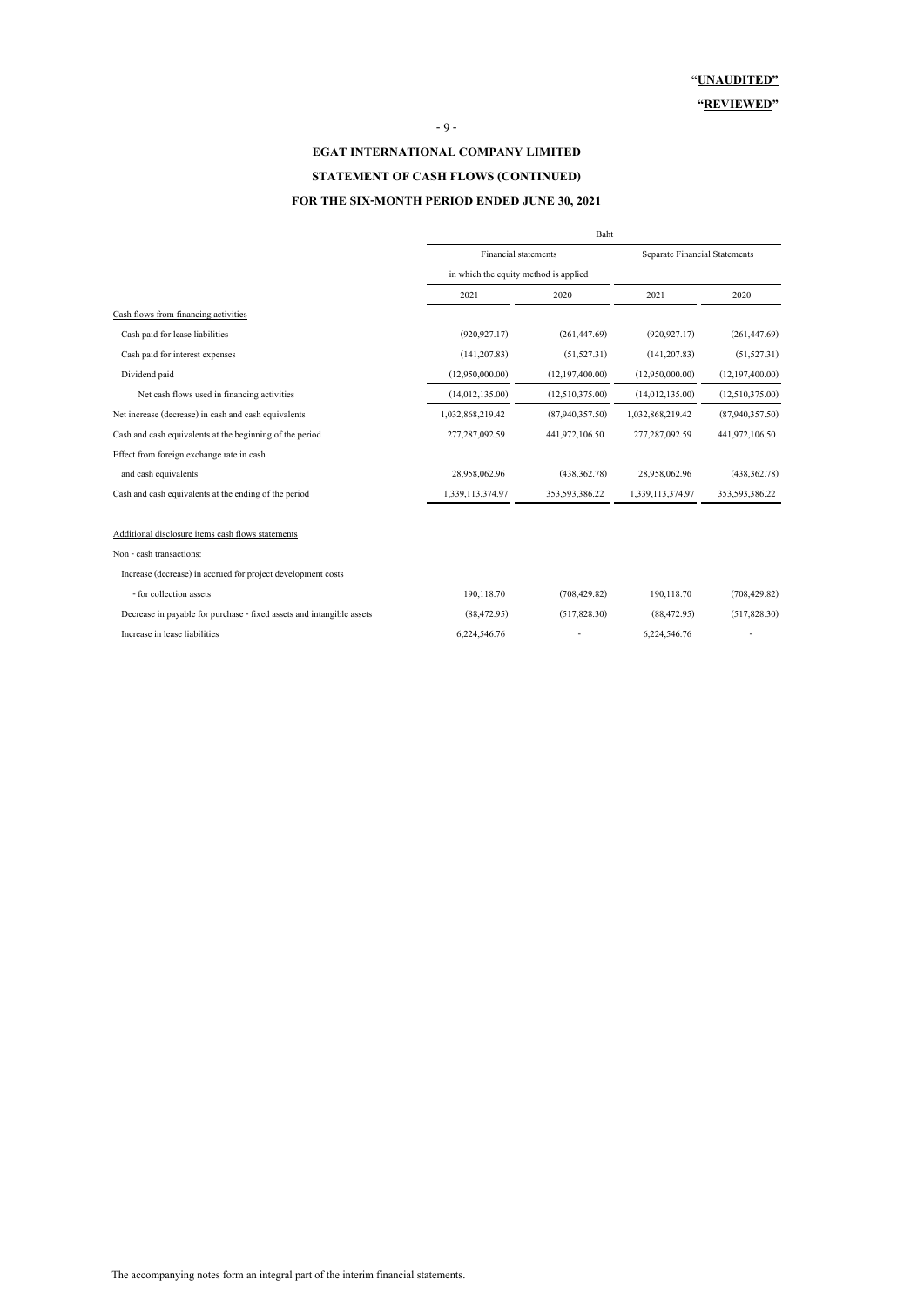**"UNAUDITED"**

**"REVIEWED"**

# EGAT INTERNATIONAL COMPANY LIMITED

## STATEMENT OF CASH FLOWS (CONTINUED)

## FOR THE SIX-MONTH PERIOD ENDED JUNE 30, 2021

| | Baht | | | |
|---|---|---|---|---|
| | Financial statements in which the equity method is applied | | Separate Financial Statements | |
| | 2021 | 2020 | 2021 | 2020 |
| Cash flows from financing activities | | | | |
| Cash paid for lease liabilities | (920,927.17) | (261,447.69) | (920,927.17) | (261,447.69) |
| Cash paid for interest expenses | (141,207.83) | (51,527.31) | (141,207.83) | (51,527.31) |
| Dividend paid | (12,950,000.00) | (12,197,400.00) | (12,950,000.00) | (12,197,400.00) |
| Net cash flows used in financing activities | (14,012,135.00) | (12,510,375.00) | (14,012,135.00) | (12,510,375.00) |
| Net increase (decrease) in cash and cash equivalents | 1,032,868,219.42 | (87,940,357.50) | 1,032,868,219.42 | (87,940,357.50) |
| Cash and cash equivalents at the beginning of the period | 277,287,092.59 | 441,972,106.50 | 277,287,092.59 | 441,972,106.50 |
| Effect from foreign exchange rate in cash and cash equivalents | 28,958,062.96 | (438,362.78) | 28,958,062.96 | (438,362.78) |
| Cash and cash equivalents at the ending of the period | 1,339,113,374.97 | 353,593,386.22 | 1,339,113,374.97 | 353,593,386.22 |
| | | | | |
| Additional disclosure items cash flows statements | | | | |
| Non - cash transactions: | | | | |
| Increase (decrease) in accrued for project development costs - for collection assets | 190,118.70 | (708,429.82) | 190,118.70 | (708,429.82) |
| Decrease in payable for purchase - fixed assets and intangible assets | (88,472.95) | (517,828.30) | (88,472.95) | (517,828.30) |
| Increase in lease liabilities | 6,224,546.76 | - | 6,224,546.76 | - |

The accompanying notes form an integral part of the interim financial statements.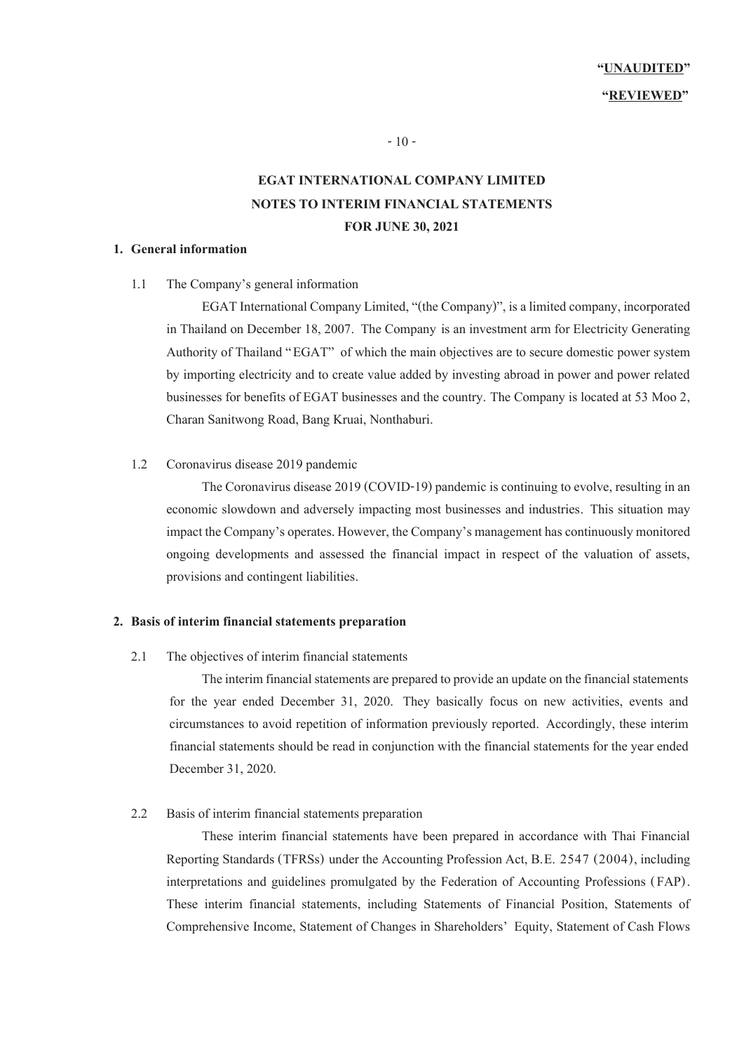**"UNAUDITED"**

**"REVIEWED"**

# EGAT INTERNATIONAL COMPANY LIMITED
# NOTES TO INTERIM FINANCIAL STATEMENTS
# FOR JUNE 30, 2021

## 1. General information

1.1 The Company's general information

EGAT International Company Limited, "(the Company)", is a limited company, incorporated in Thailand on December 18, 2007. The Company is an investment arm for Electricity Generating Authority of Thailand "EGAT" of which the main objectives are to secure domestic power system by importing electricity and to create value added by investing abroad in power and power related businesses for benefits of EGAT businesses and the country. The Company is located at 53 Moo 2, Charan Sanitwong Road, Bang Kruai, Nonthaburi.

1.2 Coronavirus disease 2019 pandemic

The Coronavirus disease 2019 (COVID-19) pandemic is continuing to evolve, resulting in an economic slowdown and adversely impacting most businesses and industries. This situation may impact the Company's operates. However, the Company's management has continuously monitored ongoing developments and assessed the financial impact in respect of the valuation of assets, provisions and contingent liabilities.

## 2. Basis of interim financial statements preparation

2.1 The objectives of interim financial statements

The interim financial statements are prepared to provide an update on the financial statements for the year ended December 31, 2020. They basically focus on new activities, events and circumstances to avoid repetition of information previously reported. Accordingly, these interim financial statements should be read in conjunction with the financial statements for the year ended December 31, 2020.

2.2 Basis of interim financial statements preparation

These interim financial statements have been prepared in accordance with Thai Financial Reporting Standards (TFRSs) under the Accounting Profession Act, B.E. 2547 (2004), including interpretations and guidelines promulgated by the Federation of Accounting Professions (FAP). These interim financial statements, including Statements of Financial Position, Statements of Comprehensive Income, Statement of Changes in Shareholders' Equity, Statement of Cash Flows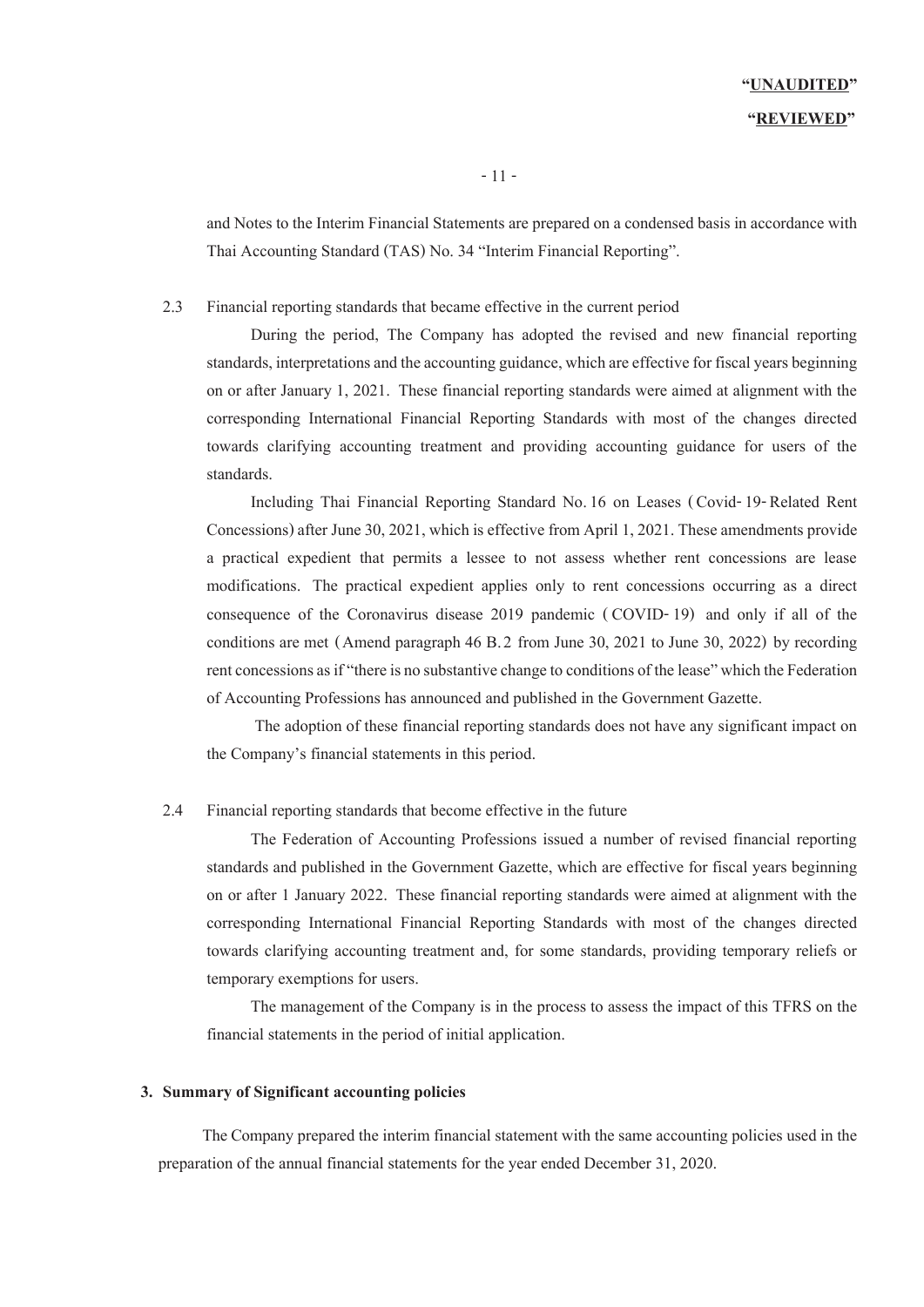and Notes to the Interim Financial Statements are prepared on a condensed basis in accordance with Thai Accounting Standard (TAS) No. 34 "Interim Financial Reporting".

2.3 Financial reporting standards that became effective in the current period

During the period, The Company has adopted the revised and new financial reporting standards, interpretations and the accounting guidance, which are effective for fiscal years beginning on or after January 1, 2021. These financial reporting standards were aimed at alignment with the corresponding International Financial Reporting Standards with most of the changes directed towards clarifying accounting treatment and providing accounting guidance for users of the standards.

Including Thai Financial Reporting Standard No. 16 on Leases (Covid-19-Related Rent Concessions) after June 30, 2021, which is effective from April 1, 2021. These amendments provide a practical expedient that permits a lessee to not assess whether rent concessions are lease modifications. The practical expedient applies only to rent concessions occurring as a direct consequence of the Coronavirus disease 2019 pandemic (COVID-19) and only if all of the conditions are met (Amend paragraph 46 B.2 from June 30, 2021 to June 30, 2022) by recording rent concessions as if "there is no substantive change to conditions of the lease" which the Federation of Accounting Professions has announced and published in the Government Gazette.

The adoption of these financial reporting standards does not have any significant impact on the Company's financial statements in this period.

2.4 Financial reporting standards that become effective in the future

The Federation of Accounting Professions issued a number of revised financial reporting standards and published in the Government Gazette, which are effective for fiscal years beginning on or after 1 January 2022. These financial reporting standards were aimed at alignment with the corresponding International Financial Reporting Standards with most of the changes directed towards clarifying accounting treatment and, for some standards, providing temporary reliefs or temporary exemptions for users.

The management of the Company is in the process to assess the impact of this TFRS on the financial statements in the period of initial application.

## 3. Summary of Significant accounting policies

The Company prepared the interim financial statement with the same accounting policies used in the preparation of the annual financial statements for the year ended December 31, 2020.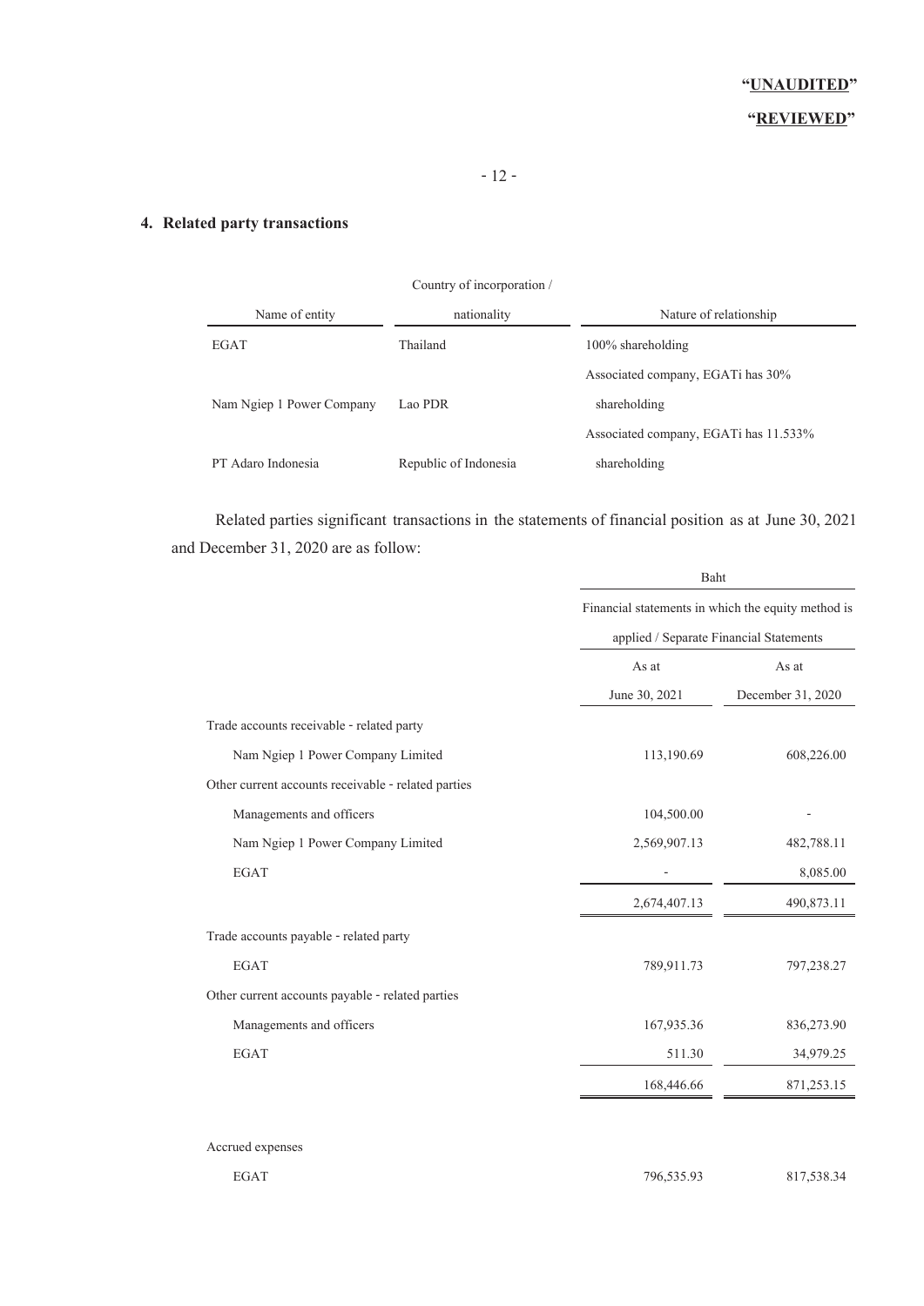"**UNAUDITED**"

"**REVIEWED**"

## 4. Related party transactions

| Name of entity | Country of incorporation / nationality | Nature of relationship |
|---|---|---|
| EGAT | Thailand | 100% shareholding |
| Nam Ngiep 1 Power Company | Lao PDR | Associated company, EGATi has 30% shareholding |
| PT Adaro Indonesia | Republic of Indonesia | Associated company, EGATi has 11.533% shareholding |

Related parties significant transactions in the statements of financial position as at June 30, 2021 and December 31, 2020 are as follow:

| | Baht | |
|---|---|---|
| | Financial statements in which the equity method is applied / Separate Financial Statements | |
| | As at June 30, 2021 | As at December 31, 2020 |
| Trade accounts receivable - related party | | |
| Nam Ngiep 1 Power Company Limited | 113,190.69 | 608,226.00 |
| Other current accounts receivable - related parties | | |
| Managements and officers | 104,500.00 | - |
| Nam Ngiep 1 Power Company Limited | 2,569,907.13 | 482,788.11 |
| EGAT | - | 8,085.00 |
| | 2,674,407.13 | 490,873.11 |
| Trade accounts payable - related party | | |
| EGAT | 789,911.73 | 797,238.27 |
| Other current accounts payable - related parties | | |
| Managements and officers | 167,935.36 | 836,273.90 |
| EGAT | 511.30 | 34,979.25 |
| | 168,446.66 | 871,253.15 |
| Accrued expenses | | |
| EGAT | 796,535.93 | 817,538.34 |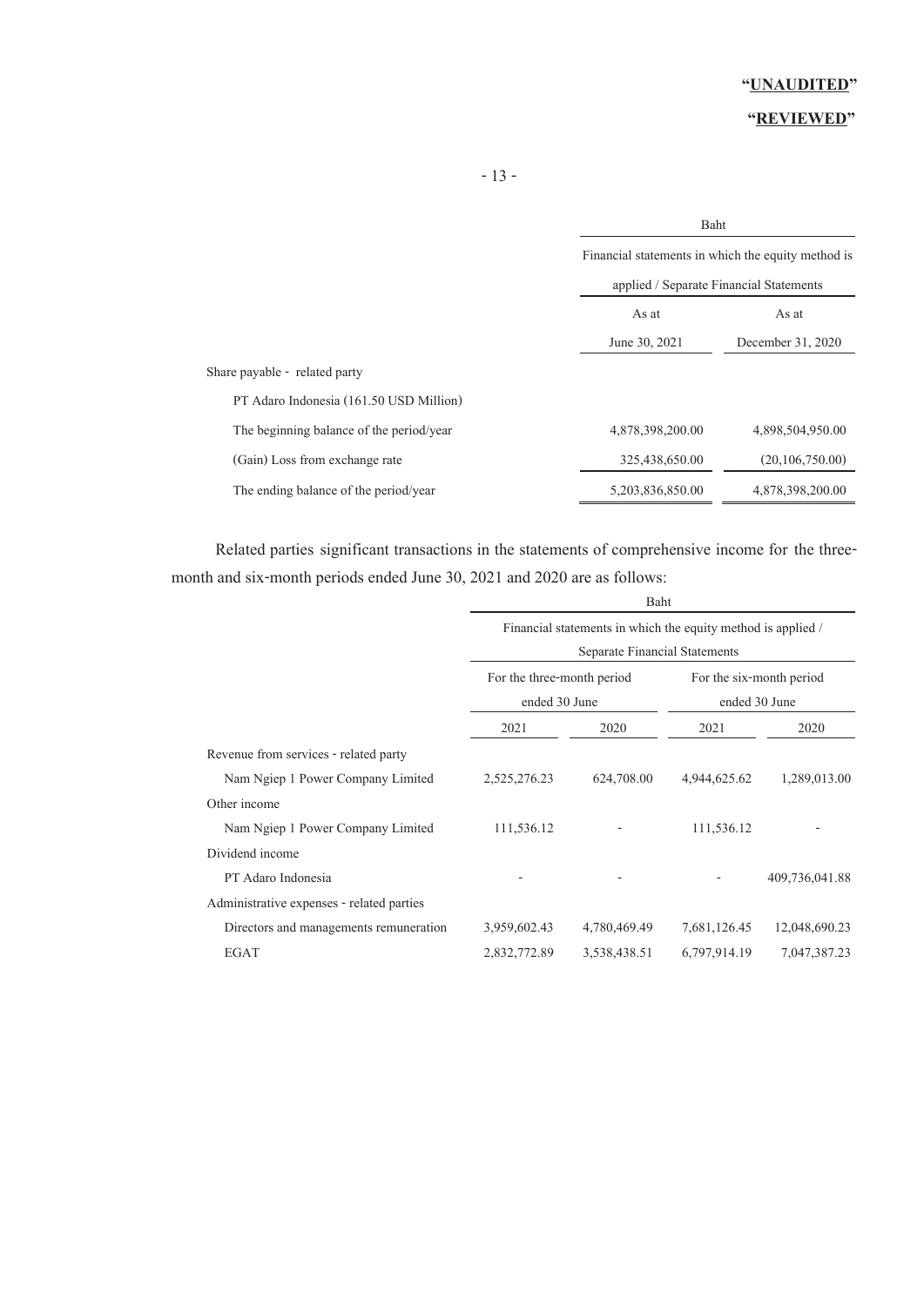"**UNAUDITED**"

"**REVIEWED**"

| | Baht | |
|---|---|---|
| | Financial statements in which the equity method is applied / Separate Financial Statements | |
| | As at June 30, 2021 | As at December 31, 2020 |
| Share payable - related party | | |
| PT Adaro Indonesia (161.50 USD Million) | | |
| The beginning balance of the period/year | 4,878,398,200.00 | 4,898,504,950.00 |
| (Gain) Loss from exchange rate | 325,438,650.00 | (20,106,750.00) |
| The ending balance of the period/year | 5,203,836,850.00 | 4,878,398,200.00 |

Related parties significant transactions in the statements of comprehensive income for the three-month and six-month periods ended June 30, 2021 and 2020 are as follows:

| | Baht | | | |
|---|---|---|---|---|
| | Financial statements in which the equity method is applied / Separate Financial Statements | | | |
| | For the three-month period ended 30 June | | For the six-month period ended 30 June | |
| | 2021 | 2020 | 2021 | 2020 |
| Revenue from services - related party | | | | |
| Nam Ngiep 1 Power Company Limited | 2,525,276.23 | 624,708.00 | 4,944,625.62 | 1,289,013.00 |
| Other income | | | | |
| Nam Ngiep 1 Power Company Limited | 111,536.12 | - | 111,536.12 | - |
| Dividend income | | | | |
| PT Adaro Indonesia | - | - | - | 409,736,041.88 |
| Administrative expenses - related parties | | | | |
| Directors and managements remuneration | 3,959,602.43 | 4,780,469.49 | 7,681,126.45 | 12,048,690.23 |
| EGAT | 2,832,772.89 | 3,538,438.51 | 6,797,914.19 | 7,047,387.23 |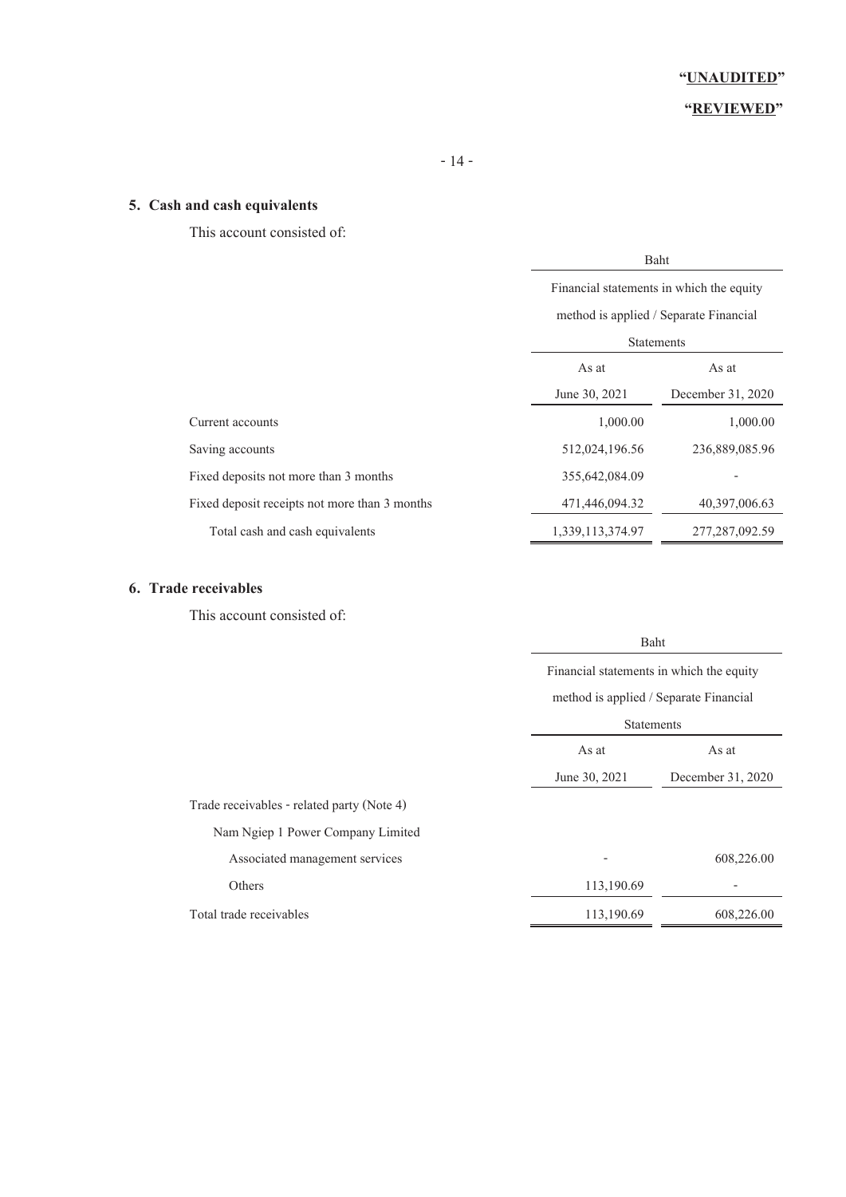"UNAUDITED"

"REVIEWED"

## 5. Cash and cash equivalents

This account consisted of:

| | Baht | |
|---|---|---|
| | Financial statements in which the equity method is applied / Separate Financial Statements | |
| | As at June 30, 2021 | As at December 31, 2020 |
| Current accounts | 1,000.00 | 1,000.00 |
| Saving accounts | 512,024,196.56 | 236,889,085.96 |
| Fixed deposits not more than 3 months | 355,642,084.09 | - |
| Fixed deposit receipts not more than 3 months | 471,446,094.32 | 40,397,006.63 |
| Total cash and cash equivalents | 1,339,113,374.97 | 277,287,092.59 |

## 6. Trade receivables

This account consisted of:

| | Baht | |
|---|---|---|
| | Financial statements in which the equity method is applied / Separate Financial Statements | |
| | As at June 30, 2021 | As at December 31, 2020 |
| Trade receivables - related party (Note 4) | | |
| Nam Ngiep 1 Power Company Limited | | |
| Associated management services | - | 608,226.00 |
| Others | 113,190.69 | - |
| Total trade receivables | 113,190.69 | 608,226.00 |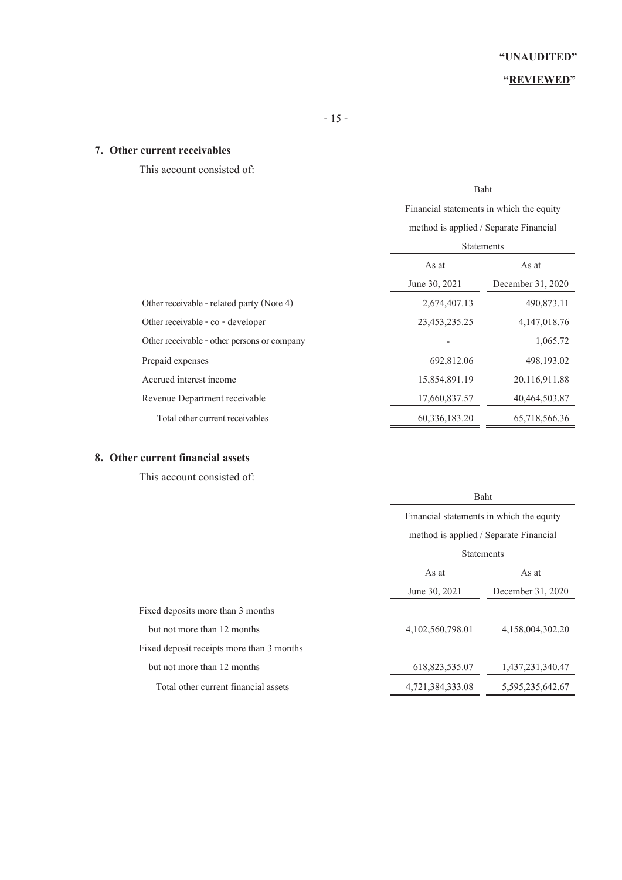"UNAUDITED"

"REVIEWED"

## 7. Other current receivables

This account consisted of:

| | Baht | |
|---|---|---|
| | Financial statements in which the equity method is applied / Separate Financial Statements | |
| | As at June 30, 2021 | As at December 31, 2020 |
| Other receivable - related party (Note 4) | 2,674,407.13 | 490,873.11 |
| Other receivable - co - developer | 23,453,235.25 | 4,147,018.76 |
| Other receivable - other persons or company | - | 1,065.72 |
| Prepaid expenses | 692,812.06 | 498,193.02 |
| Accrued interest income | 15,854,891.19 | 20,116,911.88 |
| Revenue Department receivable | 17,660,837.57 | 40,464,503.87 |
| Total other current receivables | 60,336,183.20 | 65,718,566.36 |

## 8. Other current financial assets

This account consisted of:

| | Baht | |
|---|---|---|
| | Financial statements in which the equity method is applied / Separate Financial Statements | |
| | As at June 30, 2021 | As at December 31, 2020 |
| Fixed deposits more than 3 months but not more than 12 months | 4,102,560,798.01 | 4,158,004,302.20 |
| Fixed deposit receipts more than 3 months but not more than 12 months | 618,823,535.07 | 1,437,231,340.47 |
| Total other current financial assets | 4,721,384,333.08 | 5,595,235,642.67 |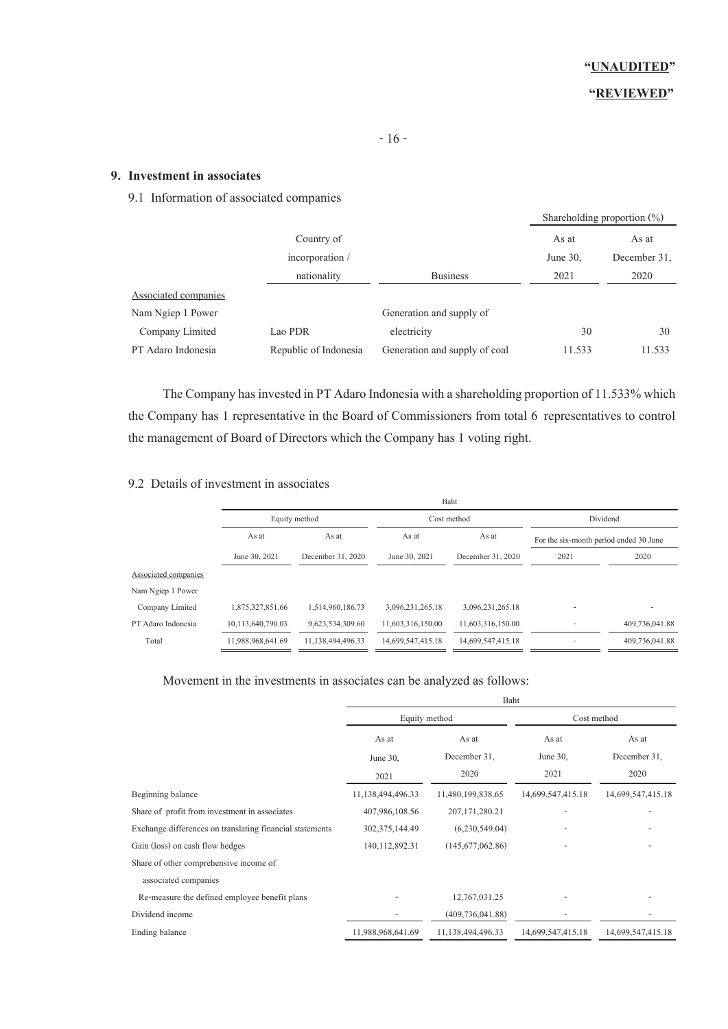"UNAUDITED"

"REVIEWED"

## 9. Investment in associates

### 9.1 Information of associated companies

| | Country of incorporation / nationality | Business | Shareholding proportion (%) | |
|---|---|---|---|---|
| | | | As at June 30, 2021 | As at December 31, 2020 |
| Associated companies | | | | |
| Nam Ngiep 1 Power Company Limited | Lao PDR | Generation and supply of electricity | 30 | 30 |
| PT Adaro Indonesia | Republic of Indonesia | Generation and supply of coal | 11.533 | 11.533 |

The Company has invested in PT Adaro Indonesia with a shareholding proportion of 11.533% which the Company has 1 representative in the Board of Commissioners from total 6 representatives to control the management of Board of Directors which the Company has 1 voting right.

### 9.2 Details of investment in associates

| | Baht | | | | | |
|---|---|---|---|---|---|---|
| | Equity method | | Cost method | | Dividend | |
| | As at June 30, 2021 | As at December 31, 2020 | As at June 30, 2021 | As at December 31, 2020 | For the six-month period ended 30 June 2021 | 2020 |
| Associated companies | | | | | | |
| Nam Ngiep 1 Power Company Limited | 1,875,327,851.66 | 1,514,960,186.73 | 3,096,231,265.18 | 3,096,231,265.18 | - | - |
| PT Adaro Indonesia | 10,113,640,790.03 | 9,623,534,309.60 | 11,603,316,150.00 | 11,603,316,150.00 | - | 409,736,041.88 |
| Total | 11,988,968,641.69 | 11,138,494,496.33 | 14,699,547,415.18 | 14,699,547,415.18 | - | 409,736,041.88 |

Movement in the investments in associates can be analyzed as follows:

| | Baht | | | |
|---|---|---|---|---|
| | Equity method | | Cost method | |
| | As at June 30, 2021 | As at December 31, 2020 | As at June 30, 2021 | As at December 31, 2020 |
| Beginning balance | 11,138,494,496.33 | 11,480,199,838.65 | 14,699,547,415.18 | 14,699,547,415.18 |
| Share of profit from investment in associates | 407,986,108.56 | 207,171,280.21 | - | - |
| Exchange differences on translating financial statements | 302,375,144.49 | (6,230,549.04) | - | - |
| Gain (loss) on cash flow hedges | 140,112,892.31 | (145,677,062.86) | - | - |
| Share of other comprehensive income of associated companies | | | | |
| Re-measure the defined employee benefit plans | - | 12,767,031.25 | - | - |
| Dividend income | - | (409,736,041.88) | - | - |
| Ending balance | 11,988,968,641.69 | 11,138,494,496.33 | 14,699,547,415.18 | 14,699,547,415.18 |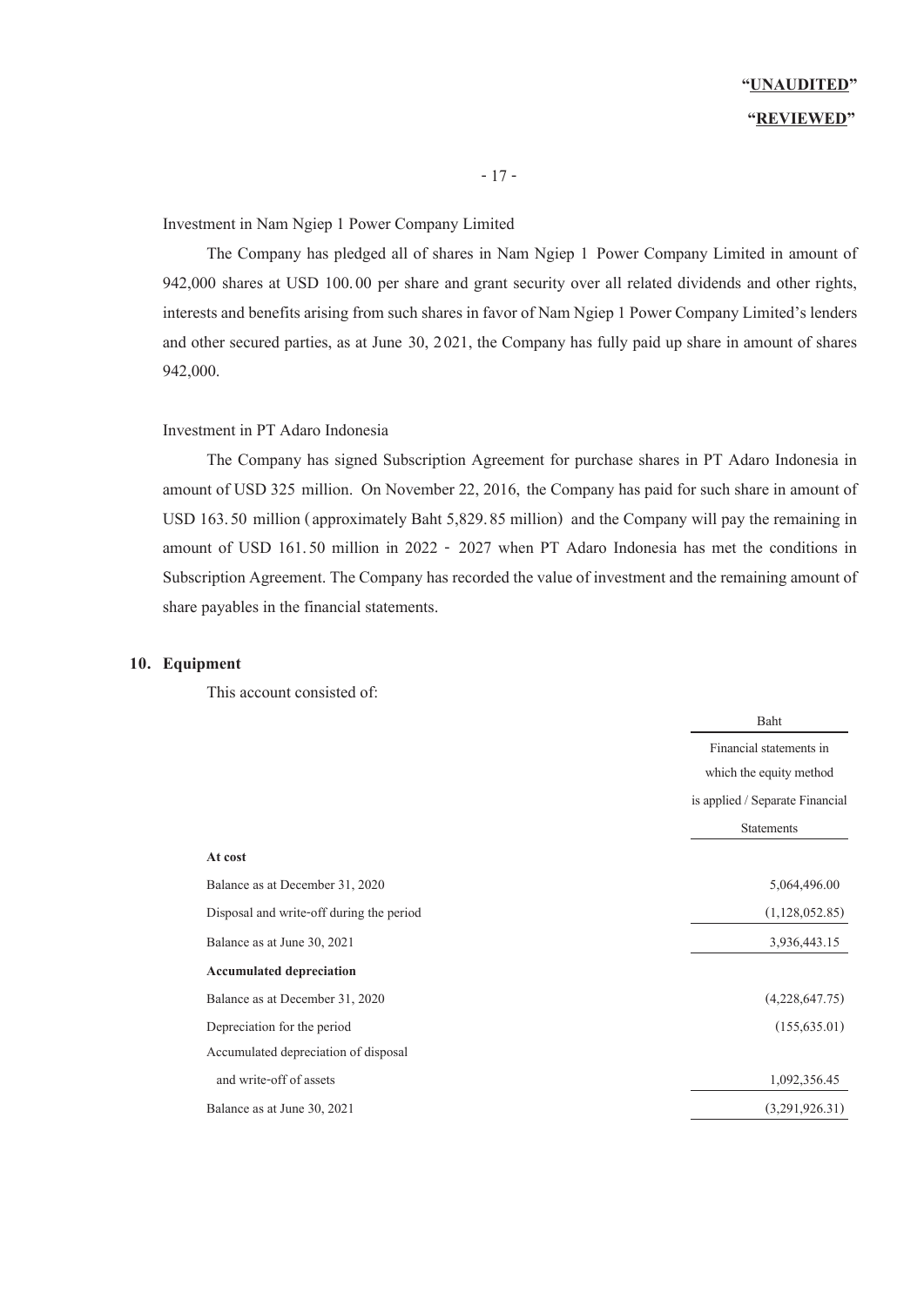**"UNAUDITED"**

**"REVIEWED"**

Investment in Nam Ngiep 1 Power Company Limited

The Company has pledged all of shares in Nam Ngiep 1 Power Company Limited in amount of 942,000 shares at USD 100.00 per share and grant security over all related dividends and other rights, interests and benefits arising from such shares in favor of Nam Ngiep 1 Power Company Limited's lenders and other secured parties, as at June 30, 2021, the Company has fully paid up share in amount of shares 942,000.

Investment in PT Adaro Indonesia

The Company has signed Subscription Agreement for purchase shares in PT Adaro Indonesia in amount of USD 325 million. On November 22, 2016, the Company has paid for such share in amount of USD 163.50 million (approximately Baht 5,829.85 million) and the Company will pay the remaining in amount of USD 161.50 million in 2022 - 2027 when PT Adaro Indonesia has met the conditions in Subscription Agreement. The Company has recorded the value of investment and the remaining amount of share payables in the financial statements.

## 10. Equipment

This account consisted of:

| | Baht |
|---|---|
| | Financial statements in which the equity method is applied / Separate Financial Statements |
| **At cost** | |
| Balance as at December 31, 2020 | 5,064,496.00 |
| Disposal and write-off during the period | (1,128,052.85) |
| Balance as at June 30, 2021 | 3,936,443.15 |
| **Accumulated depreciation** | |
| Balance as at December 31, 2020 | (4,228,647.75) |
| Depreciation for the period | (155,635.01) |
| Accumulated depreciation of disposal and write-off of assets | 1,092,356.45 |
| Balance as at June 30, 2021 | (3,291,926.31) |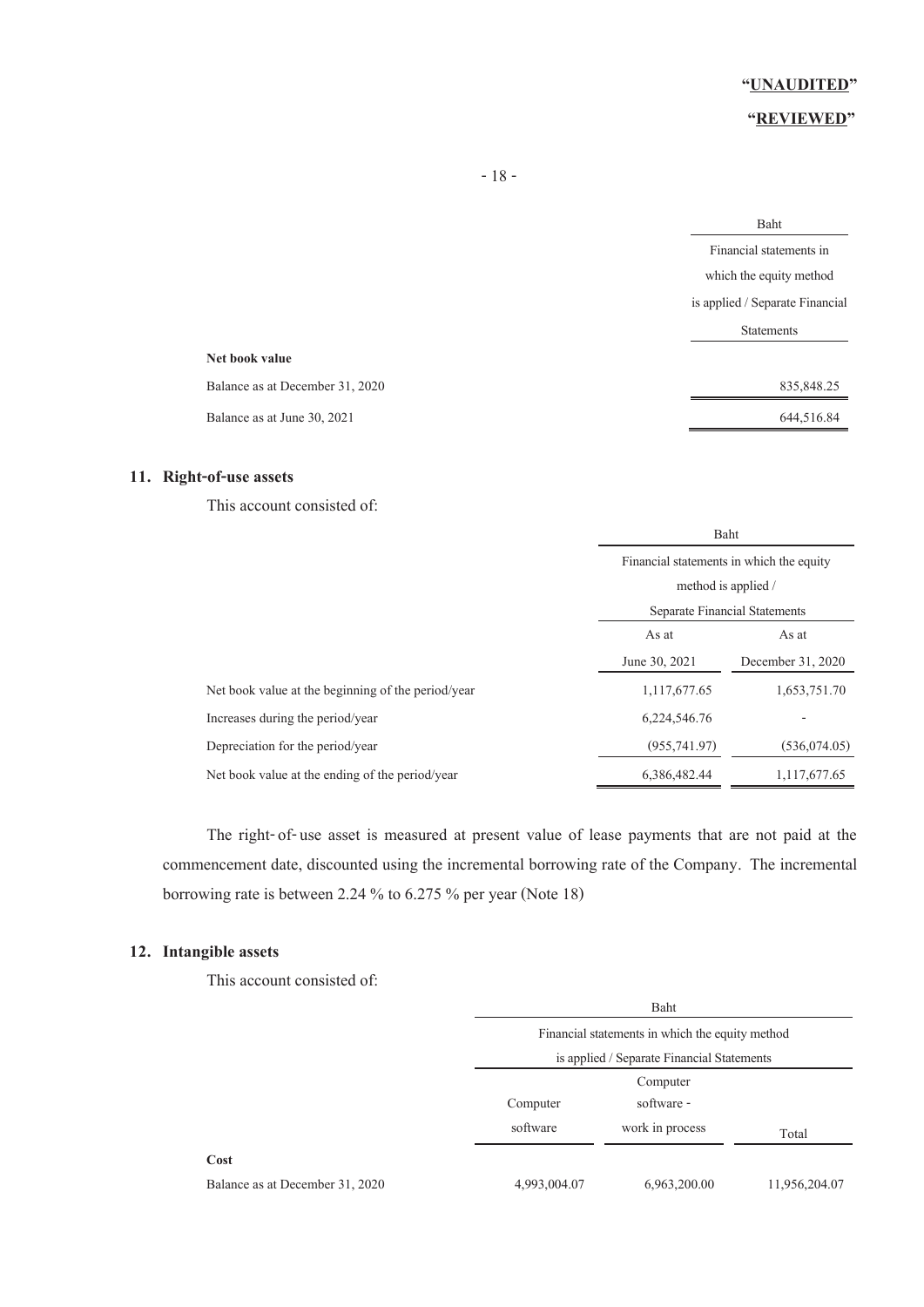"**UNAUDITED**"

"**REVIEWED**"

| | Baht |
|---|---|
| | Financial statements in which the equity method is applied / Separate Financial Statements |
| **Net book value** | |
| Balance as at December 31, 2020 | 835,848.25 |
| Balance as at June 30, 2021 | 644,516.84 |

## 11. Right-of-use assets

This account consisted of:

| | Baht | |
|---|---|---|
| | Financial statements in which the equity method is applied / Separate Financial Statements | |
| | As at June 30, 2021 | As at December 31, 2020 |
| Net book value at the beginning of the period/year | 1,117,677.65 | 1,653,751.70 |
| Increases during the period/year | 6,224,546.76 | - |
| Depreciation for the period/year | (955,741.97) | (536,074.05) |
| Net book value at the ending of the period/year | 6,386,482.44 | 1,117,677.65 |

The right-of-use asset is measured at present value of lease payments that are not paid at the commencement date, discounted using the incremental borrowing rate of the Company. The incremental borrowing rate is between 2.24 % to 6.275 % per year (Note 18)

## 12. Intangible assets

This account consisted of:

| | Baht | | |
|---|---|---|---|
| | Financial statements in which the equity method is applied / Separate Financial Statements | | |
| | Computer software | Computer software - work in process | Total |
| **Cost** | | | |
| Balance as at December 31, 2020 | 4,993,004.07 | 6,963,200.00 | 11,956,204.07 |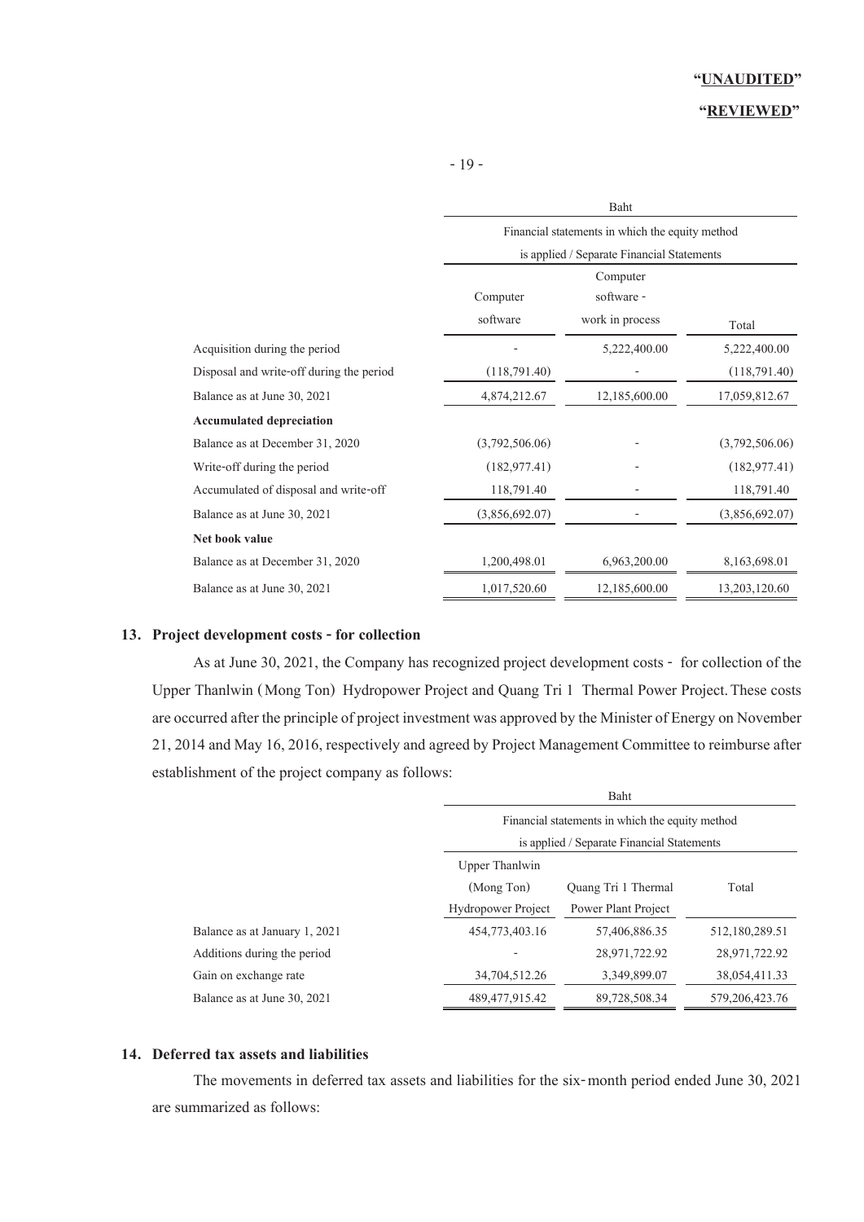"UNAUDITED"

"REVIEWED"

| | Baht | | |
|---|---|---|---|
| | Financial statements in which the equity method is applied / Separate Financial Statements | | |
| | Computer software | Computer software - work in process | Total |
| Acquisition during the period | - | 5,222,400.00 | 5,222,400.00 |
| Disposal and write-off during the period | (118,791.40) | - | (118,791.40) |
| Balance as at June 30, 2021 | 4,874,212.67 | 12,185,600.00 | 17,059,812.67 |
| **Accumulated depreciation** | | | |
| Balance as at December 31, 2020 | (3,792,506.06) | - | (3,792,506.06) |
| Write-off during the period | (182,977.41) | - | (182,977.41) |
| Accumulated of disposal and write-off | 118,791.40 | - | 118,791.40 |
| Balance as at June 30, 2021 | (3,856,692.07) | - | (3,856,692.07) |
| **Net book value** | | | |
| Balance as at December 31, 2020 | 1,200,498.01 | 6,963,200.00 | 8,163,698.01 |
| Balance as at June 30, 2021 | 1,017,520.60 | 12,185,600.00 | 13,203,120.60 |

## 13. Project development costs - for collection

As at June 30, 2021, the Company has recognized project development costs - for collection of the Upper Thanlwin (Mong Ton) Hydropower Project and Quang Tri 1 Thermal Power Project. These costs are occurred after the principle of project investment was approved by the Minister of Energy on November 21, 2014 and May 16, 2016, respectively and agreed by Project Management Committee to reimburse after establishment of the project company as follows:

| | Baht | | |
|---|---|---|---|
| | Financial statements in which the equity method is applied / Separate Financial Statements | | |
| | Upper Thanlwin (Mong Ton) Hydropower Project | Quang Tri 1 Thermal Power Plant Project | Total |
| Balance as at January 1, 2021 | 454,773,403.16 | 57,406,886.35 | 512,180,289.51 |
| Additions during the period | - | 28,971,722.92 | 28,971,722.92 |
| Gain on exchange rate | 34,704,512.26 | 3,349,899.07 | 38,054,411.33 |
| Balance as at June 30, 2021 | 489,477,915.42 | 89,728,508.34 | 579,206,423.76 |

## 14. Deferred tax assets and liabilities

The movements in deferred tax assets and liabilities for the six-month period ended June 30, 2021 are summarized as follows: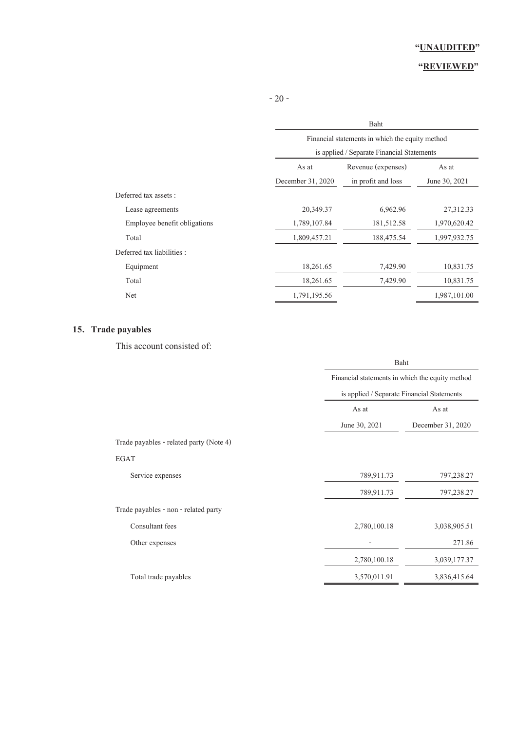"**UNAUDITED**"

"**REVIEWED**"

| | Baht | | |
|---|---|---|---|
| | Financial statements in which the equity method is applied / Separate Financial Statements | | |
| | As at December 31, 2020 | Revenue (expenses) in profit and loss | As at June 30, 2021 |
| Deferred tax assets : | | | |
| Lease agreements | 20,349.37 | 6,962.96 | 27,312.33 |
| Employee benefit obligations | 1,789,107.84 | 181,512.58 | 1,970,620.42 |
| Total | 1,809,457.21 | 188,475.54 | 1,997,932.75 |
| Deferred tax liabilities : | | | |
| Equipment | 18,261.65 | 7,429.90 | 10,831.75 |
| Total | 18,261.65 | 7,429.90 | 10,831.75 |
| Net | 1,791,195.56 | | 1,987,101.00 |

## 15. Trade payables

This account consisted of:

| | Baht | |
|---|---|---|
| | Financial statements in which the equity method is applied / Separate Financial Statements | |
| | As at June 30, 2021 | As at December 31, 2020 |
| Trade payables - related party (Note 4) | | |
| EGAT | | |
| Service expenses | 789,911.73 | 797,238.27 |
| | 789,911.73 | 797,238.27 |
| Trade payables - non - related party | | |
| Consultant fees | 2,780,100.18 | 3,038,905.51 |
| Other expenses | - | 271.86 |
| | 2,780,100.18 | 3,039,177.37 |
| Total trade payables | 3,570,011.91 | 3,836,415.64 |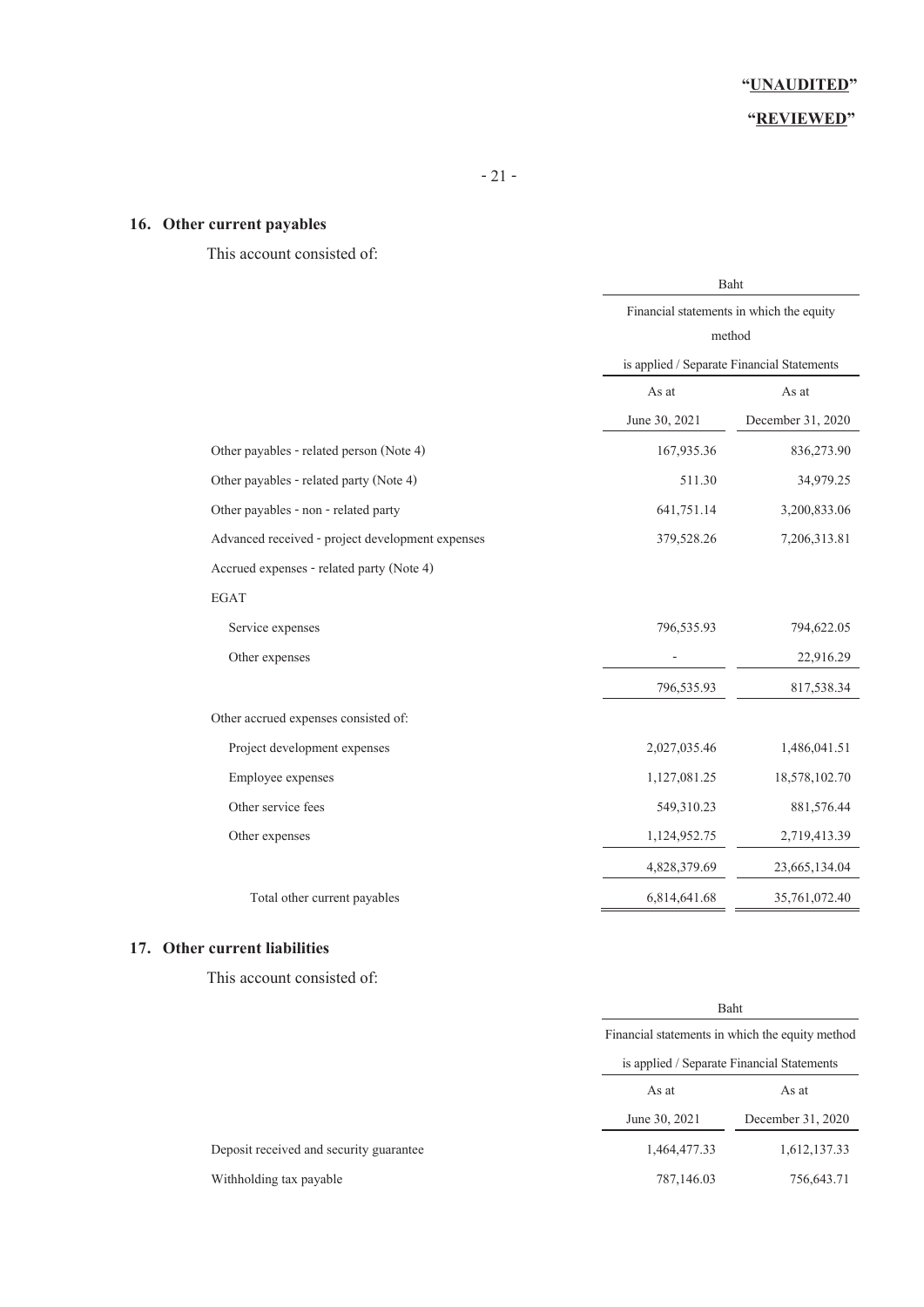"UNAUDITED"

"REVIEWED"

## 16. Other current payables

This account consisted of:

| | Baht | |
|---|---|---|
| | Financial statements in which the equity method is applied / Separate Financial Statements | |
| | As at June 30, 2021 | As at December 31, 2020 |
| Other payables - related person (Note 4) | 167,935.36 | 836,273.90 |
| Other payables - related party (Note 4) | 511.30 | 34,979.25 |
| Other payables - non - related party | 641,751.14 | 3,200,833.06 |
| Advanced received - project development expenses | 379,528.26 | 7,206,313.81 |
| Accrued expenses - related party (Note 4) | | |
| EGAT | | |
| Service expenses | 796,535.93 | 794,622.05 |
| Other expenses | - | 22,916.29 |
| | 796,535.93 | 817,538.34 |
| Other accrued expenses consisted of: | | |
| Project development expenses | 2,027,035.46 | 1,486,041.51 |
| Employee expenses | 1,127,081.25 | 18,578,102.70 |
| Other service fees | 549,310.23 | 881,576.44 |
| Other expenses | 1,124,952.75 | 2,719,413.39 |
| | 4,828,379.69 | 23,665,134.04 |
| Total other current payables | 6,814,641.68 | 35,761,072.40 |

## 17. Other current liabilities

This account consisted of:

| | Baht | |
|---|---|---|
| | Financial statements in which the equity method is applied / Separate Financial Statements | |
| | As at June 30, 2021 | As at December 31, 2020 |
| Deposit received and security guarantee | 1,464,477.33 | 1,612,137.33 |
| Withholding tax payable | 787,146.03 | 756,643.71 |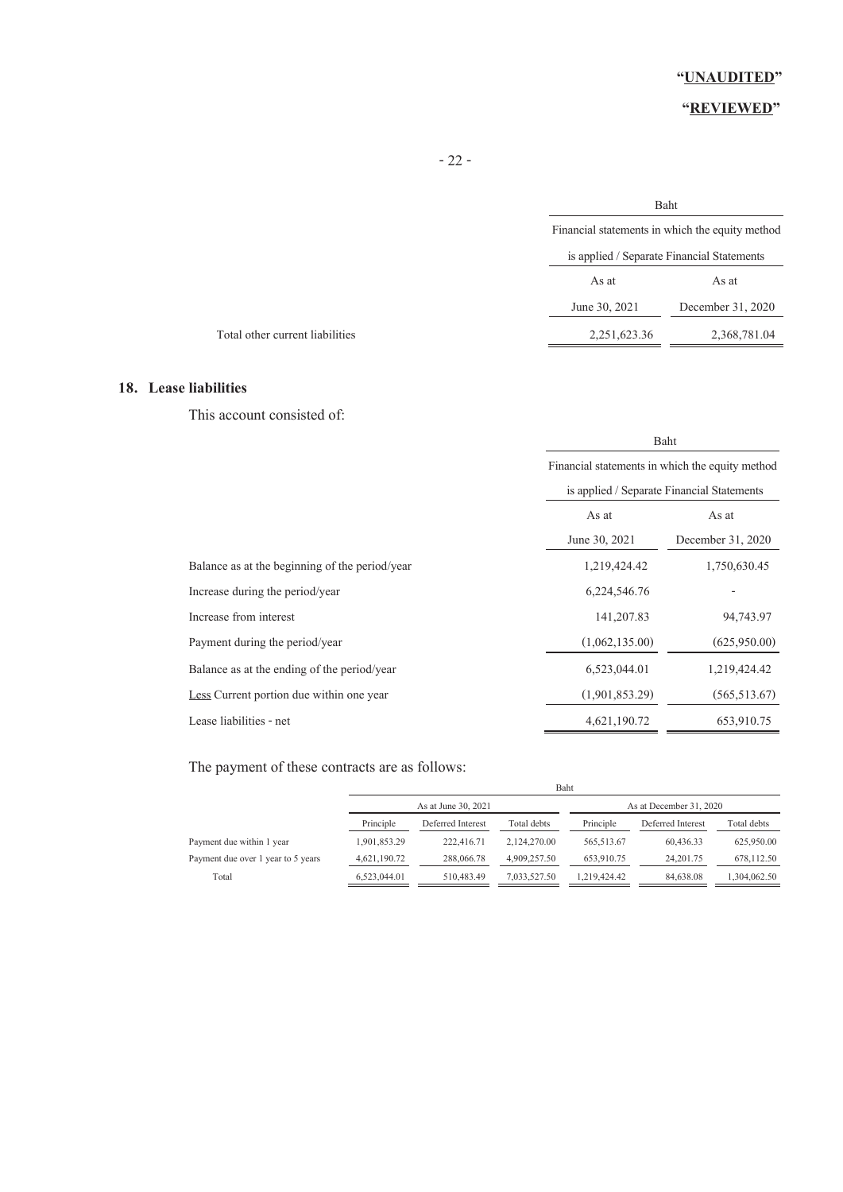"**UNAUDITED**"

"**REVIEWED**"

| | Baht | |
|---|---|---|
| | Financial statements in which the equity method is applied / Separate Financial Statements | |
| | As at June 30, 2021 | As at December 31, 2020 |
| Total other current liabilities | 2,251,623.36 | 2,368,781.04 |

## 18. Lease liabilities

This account consisted of:

| | Baht | |
|---|---|---|
| | Financial statements in which the equity method is applied / Separate Financial Statements | |
| | As at June 30, 2021 | As at December 31, 2020 |
| Balance as at the beginning of the period/year | 1,219,424.42 | 1,750,630.45 |
| Increase during the period/year | 6,224,546.76 | - |
| Increase from interest | 141,207.83 | 94,743.97 |
| Payment during the period/year | (1,062,135.00) | (625,950.00) |
| Balance as at the ending of the period/year | 6,523,044.01 | 1,219,424.42 |
| Less Current portion due within one year | (1,901,853.29) | (565,513.67) |
| Lease liabilities - net | 4,621,190.72 | 653,910.75 |

The payment of these contracts are as follows:

| | Baht | | | | | |
|---|---|---|---|---|---|---|
| | As at June 30, 2021 | | | As at December 31, 2020 | | |
| | Principle | Deferred Interest | Total debts | Principle | Deferred Interest | Total debts |
| Payment due within 1 year | 1,901,853.29 | 222,416.71 | 2,124,270.00 | 565,513.67 | 60,436.33 | 625,950.00 |
| Payment due over 1 year to 5 years | 4,621,190.72 | 288,066.78 | 4,909,257.50 | 653,910.75 | 24,201.75 | 678,112.50 |
| Total | 6,523,044.01 | 510,483.49 | 7,033,527.50 | 1,219,424.42 | 84,638.08 | 1,304,062.50 |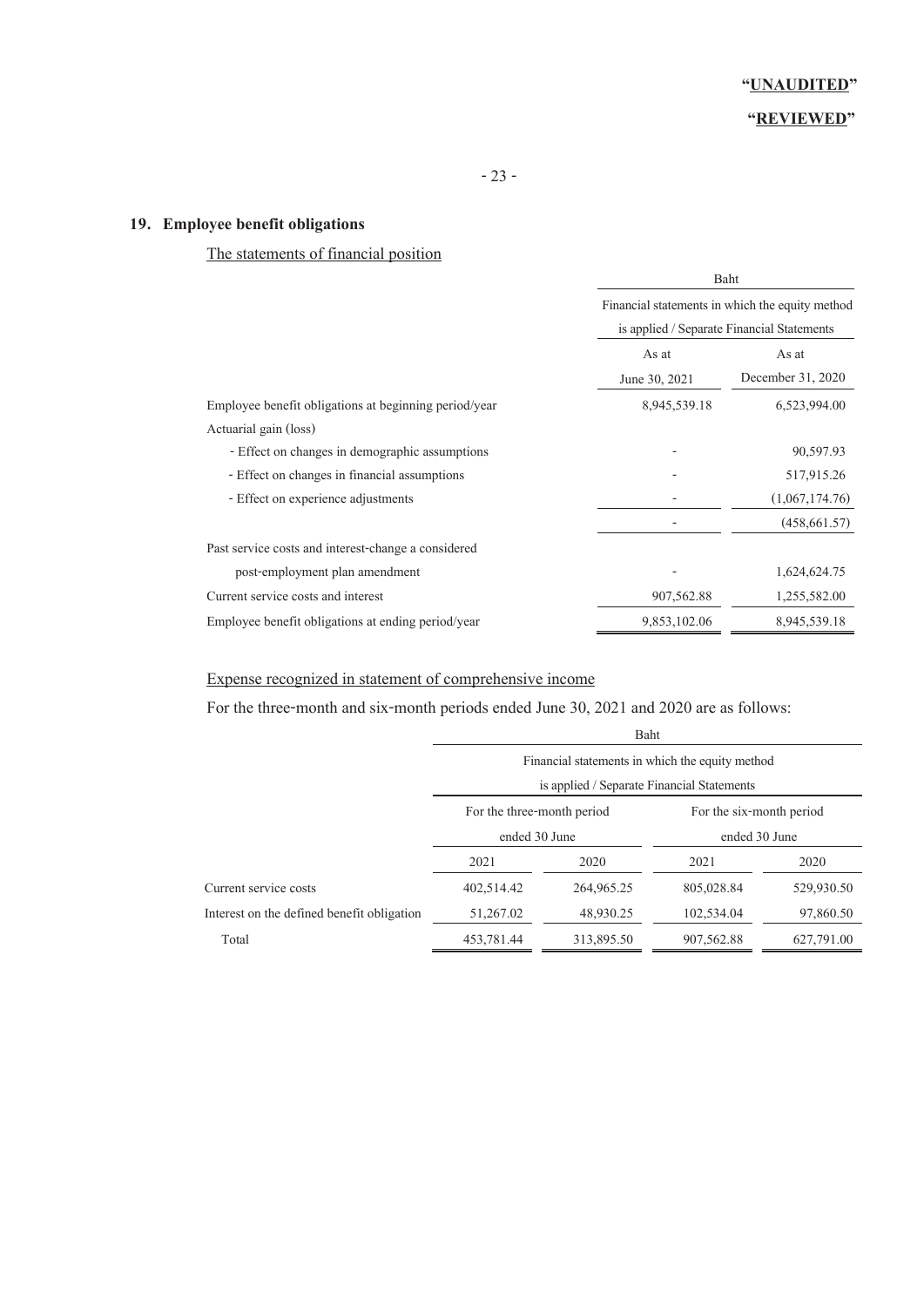"**UNAUDITED**"

"**REVIEWED**"

## 19. Employee benefit obligations

The statements of financial position

| | Baht | |
|---|---|---|
| | Financial statements in which the equity method is applied / Separate Financial Statements | |
| | As at June 30, 2021 | As at December 31, 2020 |
| Employee benefit obligations at beginning period/year | 8,945,539.18 | 6,523,994.00 |
| Actuarial gain (loss) | | |
| - Effect on changes in demographic assumptions | - | 90,597.93 |
| - Effect on changes in financial assumptions | - | 517,915.26 |
| - Effect on experience adjustments | - | (1,067,174.76) |
| | - | (458,661.57) |
| Past service costs and interest-change a considered post-employment plan amendment | - | 1,624,624.75 |
| Current service costs and interest | 907,562.88 | 1,255,582.00 |
| Employee benefit obligations at ending period/year | 9,853,102.06 | 8,945,539.18 |

Expense recognized in statement of comprehensive income

For the three-month and six-month periods ended June 30, 2021 and 2020 are as follows:

| | Baht | | | |
|---|---|---|---|---|
| | Financial statements in which the equity method is applied / Separate Financial Statements | | | |
| | For the three-month period ended 30 June | | For the six-month period ended 30 June | |
| | 2021 | 2020 | 2021 | 2020 |
| Current service costs | 402,514.42 | 264,965.25 | 805,028.84 | 529,930.50 |
| Interest on the defined benefit obligation | 51,267.02 | 48,930.25 | 102,534.04 | 97,860.50 |
| Total | 453,781.44 | 313,895.50 | 907,562.88 | 627,791.00 |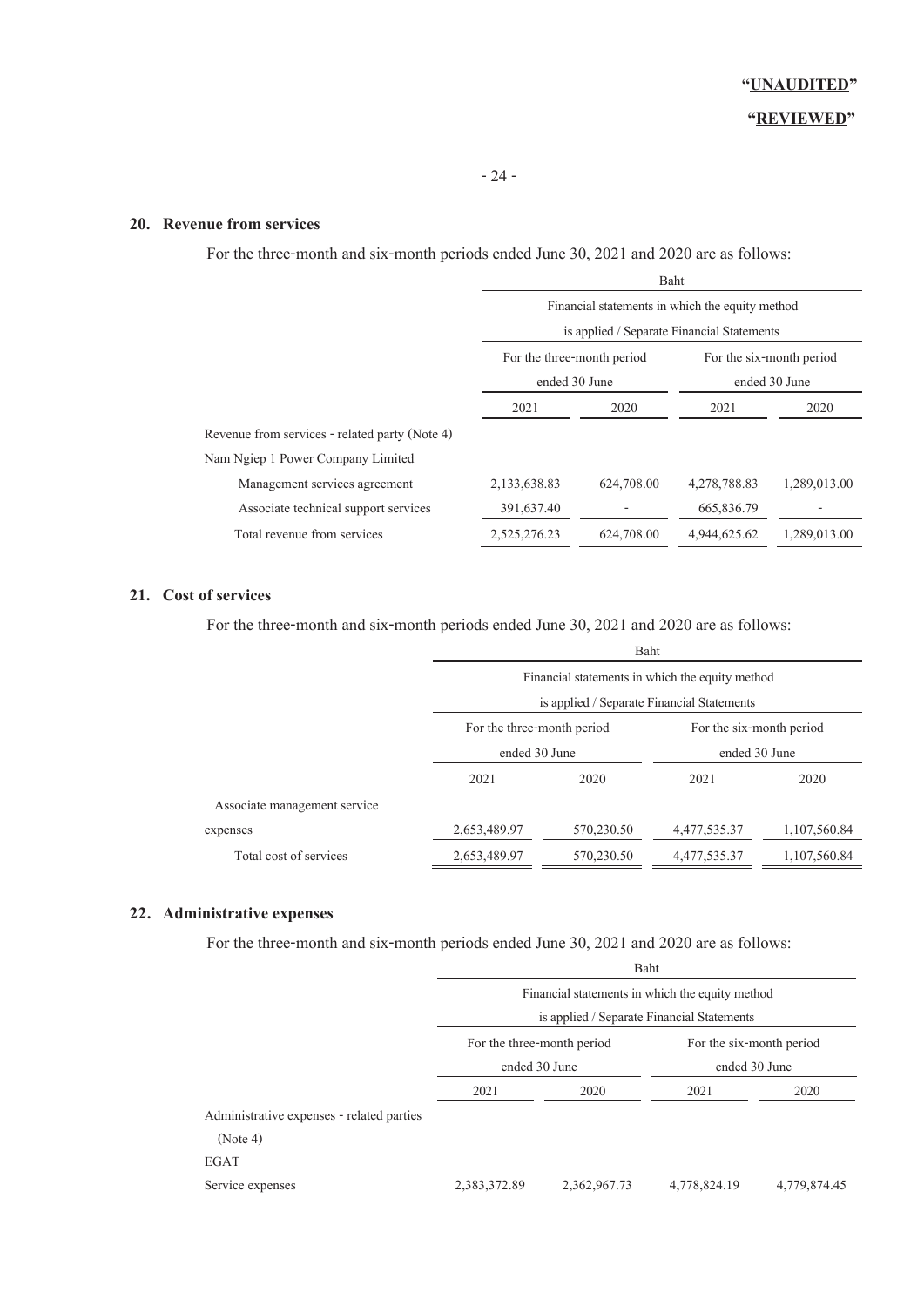"**UNAUDITED**"

"**REVIEWED**"

## 20. Revenue from services

For the three-month and six-month periods ended June 30, 2021 and 2020 are as follows:

| | Baht | | | |
|---|---|---|---|---|
| | Financial statements in which the equity method is applied / Separate Financial Statements | | | |
| | For the three-month period ended 30 June | | For the six-month period ended 30 June | |
| | 2021 | 2020 | 2021 | 2020 |
| Revenue from services - related party (Note 4) | | | | |
| Nam Ngiep 1 Power Company Limited | | | | |
| Management services agreement | 2,133,638.83 | 624,708.00 | 4,278,788.83 | 1,289,013.00 |
| Associate technical support services | 391,637.40 | - | 665,836.79 | - |
| Total revenue from services | 2,525,276.23 | 624,708.00 | 4,944,625.62 | 1,289,013.00 |

## 21. Cost of services

For the three-month and six-month periods ended June 30, 2021 and 2020 are as follows:

| | Baht | | | |
|---|---|---|---|---|
| | Financial statements in which the equity method is applied / Separate Financial Statements | | | |
| | For the three-month period ended 30 June | | For the six-month period ended 30 June | |
| | 2021 | 2020 | 2021 | 2020 |
| Associate management service expenses | 2,653,489.97 | 570,230.50 | 4,477,535.37 | 1,107,560.84 |
| Total cost of services | 2,653,489.97 | 570,230.50 | 4,477,535.37 | 1,107,560.84 |

## 22. Administrative expenses

For the three-month and six-month periods ended June 30, 2021 and 2020 are as follows:

| | Baht | | | |
|---|---|---|---|---|
| | Financial statements in which the equity method is applied / Separate Financial Statements | | | |
| | For the three-month period ended 30 June | | For the six-month period ended 30 June | |
| | 2021 | 2020 | 2021 | 2020 |
| Administrative expenses - related parties (Note 4) | | | | |
| EGAT | | | | |
| Service expenses | 2,383,372.89 | 2,362,967.73 | 4,778,824.19 | 4,779,874.45 |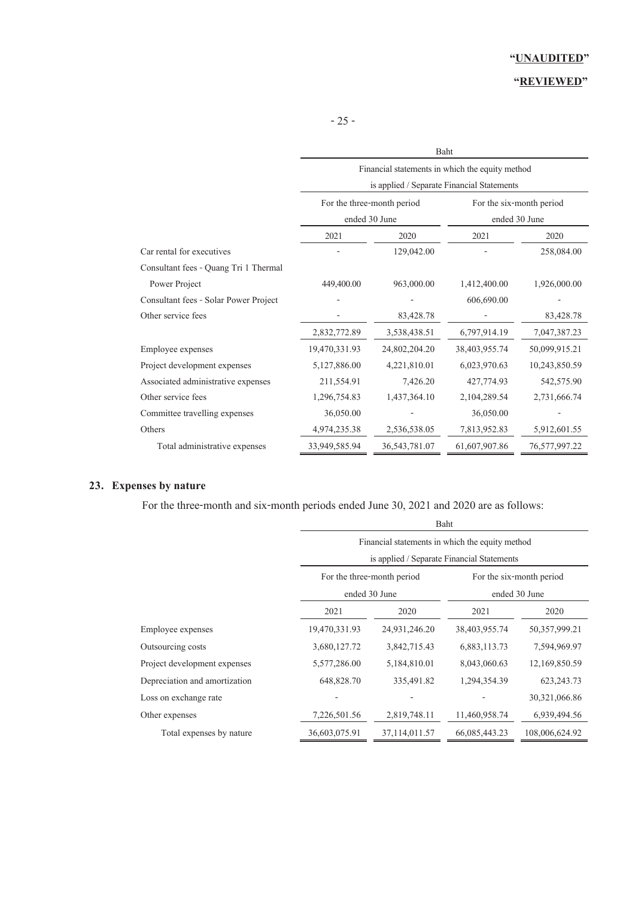| | Baht | | | |
|---|---|---|---|---|
| | Financial statements in which the equity method is applied / Separate Financial Statements | | | |
| | For the three-month period ended 30 June | | For the six-month period ended 30 June | |
| | 2021 | 2020 | 2021 | 2020 |
| Car rental for executives | - | 129,042.00 | - | 258,084.00 |
| Consultant fees - Quang Tri 1 Thermal Power Project | 449,400.00 | 963,000.00 | 1,412,400.00 | 1,926,000.00 |
| Consultant fees - Solar Power Project | - | - | 606,690.00 | - |
| Other service fees | - | 83,428.78 | - | 83,428.78 |
| | 2,832,772.89 | 3,538,438.51 | 6,797,914.19 | 7,047,387.23 |
| Employee expenses | 19,470,331.93 | 24,802,204.20 | 38,403,955.74 | 50,099,915.21 |
| Project development expenses | 5,127,886.00 | 4,221,810.01 | 6,023,970.63 | 10,243,850.59 |
| Associated administrative expenses | 211,554.91 | 7,426.20 | 427,774.93 | 542,575.90 |
| Other service fees | 1,296,754.83 | 1,437,364.10 | 2,104,289.54 | 2,731,666.74 |
| Committee travelling expenses | 36,050.00 | - | 36,050.00 | - |
| Others | 4,974,235.38 | 2,536,538.05 | 7,813,952.83 | 5,912,601.55 |
| Total administrative expenses | 33,949,585.94 | 36,543,781.07 | 61,607,907.86 | 76,577,997.22 |

## 23. Expenses by nature

For the three-month and six-month periods ended June 30, 2021 and 2020 are as follows:

| | Baht | | | |
|---|---|---|---|---|
| | Financial statements in which the equity method is applied / Separate Financial Statements | | | |
| | For the three-month period ended 30 June | | For the six-month period ended 30 June | |
| | 2021 | 2020 | 2021 | 2020 |
| Employee expenses | 19,470,331.93 | 24,931,246.20 | 38,403,955.74 | 50,357,999.21 |
| Outsourcing costs | 3,680,127.72 | 3,842,715.43 | 6,883,113.73 | 7,594,969.97 |
| Project development expenses | 5,577,286.00 | 5,184,810.01 | 8,043,060.63 | 12,169,850.59 |
| Depreciation and amortization | 648,828.70 | 335,491.82 | 1,294,354.39 | 623,243.73 |
| Loss on exchange rate | - | - | - | 30,321,066.86 |
| Other expenses | 7,226,501.56 | 2,819,748.11 | 11,460,958.74 | 6,939,494.56 |
| Total expenses by nature | 36,603,075.91 | 37,114,011.57 | 66,085,443.23 | 108,006,624.92 |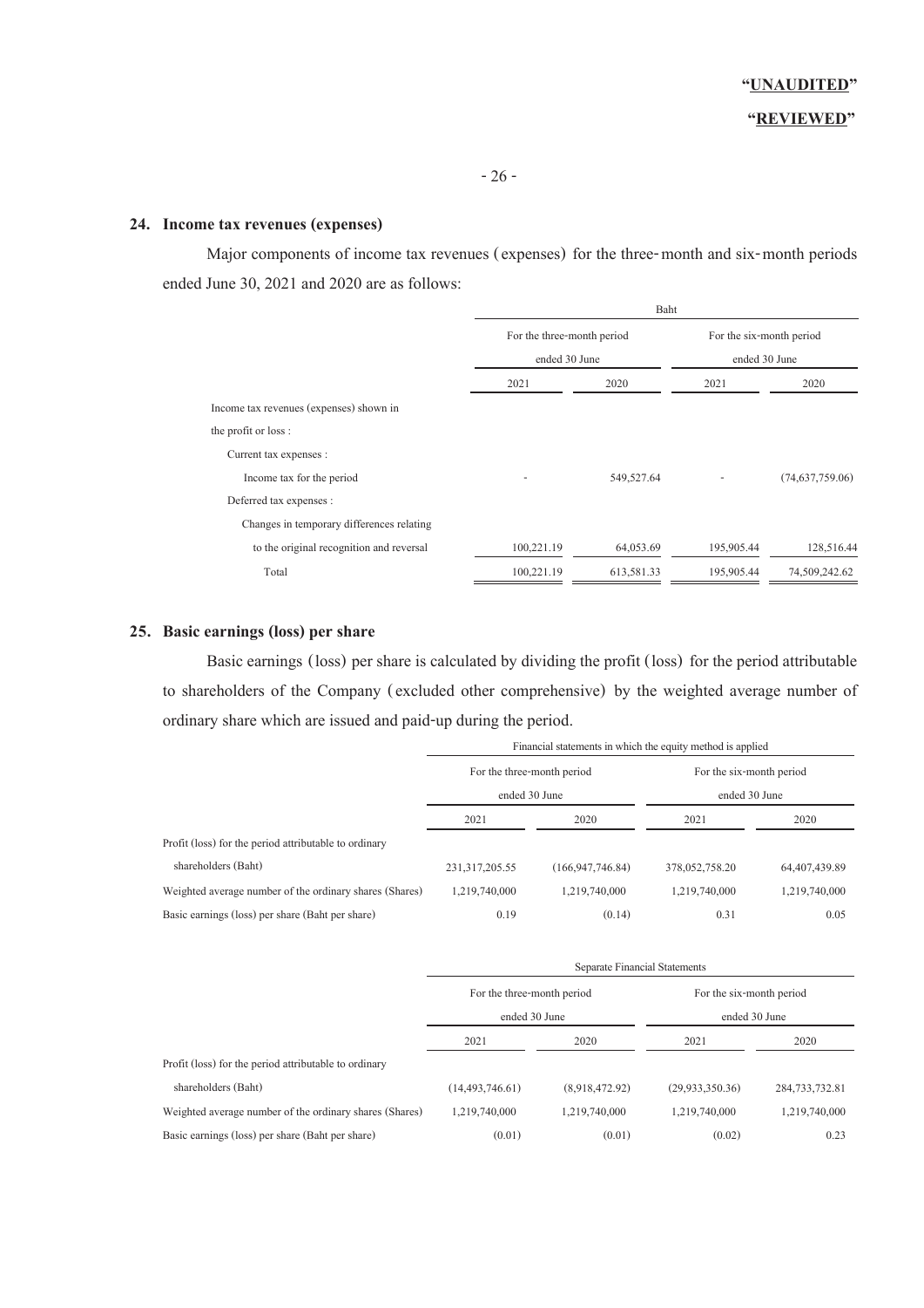"UNAUDITED"

"REVIEWED"

## 24. Income tax revenues (expenses)

Major components of income tax revenues (expenses) for the three-month and six-month periods ended June 30, 2021 and 2020 are as follows:

| | Baht | | | |
|---|---|---|---|---|
| | For the three-month period ended 30 June | | For the six-month period ended 30 June | |
| | 2021 | 2020 | 2021 | 2020 |
| Income tax revenues (expenses) shown in the profit or loss : | | | | |
| Current tax expenses : | | | | |
| Income tax for the period | - | 549,527.64 | - | (74,637,759.06) |
| Deferred tax expenses : | | | | |
| Changes in temporary differences relating to the original recognition and reversal | 100,221.19 | 64,053.69 | 195,905.44 | 128,516.44 |
| Total | 100,221.19 | 613,581.33 | 195,905.44 | 74,509,242.62 |

## 25. Basic earnings (loss) per share

Basic earnings (loss) per share is calculated by dividing the profit (loss) for the period attributable to shareholders of the Company (excluded other comprehensive) by the weighted average number of ordinary share which are issued and paid-up during the period.

| | Financial statements in which the equity method is applied | | | |
|---|---|---|---|---|
| | For the three-month period ended 30 June | | For the six-month period ended 30 June | |
| | 2021 | 2020 | 2021 | 2020 |
| Profit (loss) for the period attributable to ordinary shareholders (Baht) | 231,317,205.55 | (166,947,746.84) | 378,052,758.20 | 64,407,439.89 |
| Weighted average number of the ordinary shares (Shares) | 1,219,740,000 | 1,219,740,000 | 1,219,740,000 | 1,219,740,000 |
| Basic earnings (loss) per share (Baht per share) | 0.19 | (0.14) | 0.31 | 0.05 |

| | Separate Financial Statements | | | |
|---|---|---|---|---|
| | For the three-month period ended 30 June | | For the six-month period ended 30 June | |
| | 2021 | 2020 | 2021 | 2020 |
| Profit (loss) for the period attributable to ordinary shareholders (Baht) | (14,493,746.61) | (8,918,472.92) | (29,933,350.36) | 284,733,732.81 |
| Weighted average number of the ordinary shares (Shares) | 1,219,740,000 | 1,219,740,000 | 1,219,740,000 | 1,219,740,000 |
| Basic earnings (loss) per share (Baht per share) | (0.01) | (0.01) | (0.02) | 0.23 |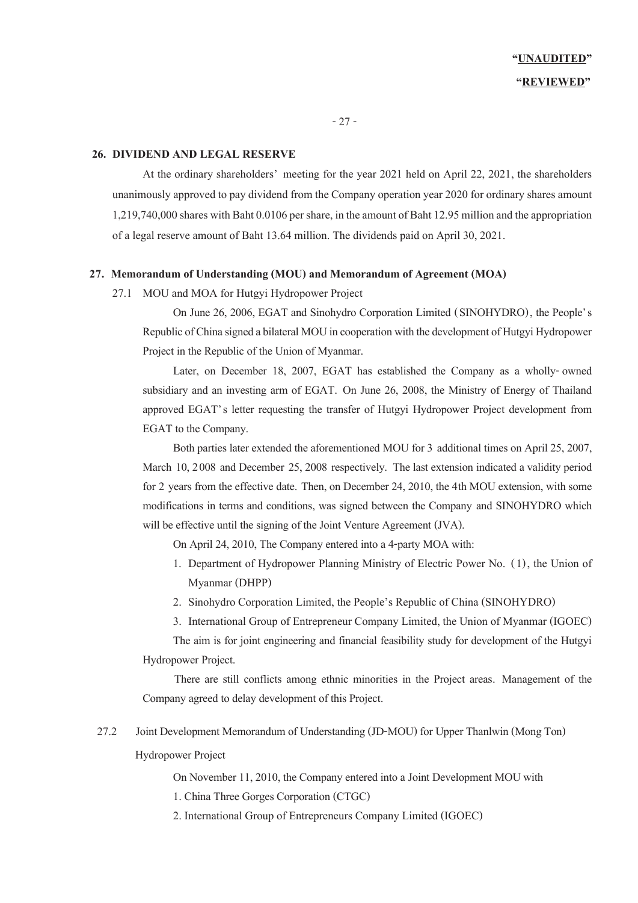**"UNAUDITED"**

**"REVIEWED"**

## 26. DIVIDEND AND LEGAL RESERVE

At the ordinary shareholders' meeting for the year 2021 held on April 22, 2021, the shareholders unanimously approved to pay dividend from the Company operation year 2020 for ordinary shares amount 1,219,740,000 shares with Baht 0.0106 per share, in the amount of Baht 12.95 million and the appropriation of a legal reserve amount of Baht 13.64 million. The dividends paid on April 30, 2021.

## 27. Memorandum of Understanding (MOU) and Memorandum of Agreement (MOA)

27.1 MOU and MOA for Hutgyi Hydropower Project

On June 26, 2006, EGAT and Sinohydro Corporation Limited (SINOHYDRO), the People's Republic of China signed a bilateral MOU in cooperation with the development of Hutgyi Hydropower Project in the Republic of the Union of Myanmar.

Later, on December 18, 2007, EGAT has established the Company as a wholly-owned subsidiary and an investing arm of EGAT. On June 26, 2008, the Ministry of Energy of Thailand approved EGAT's letter requesting the transfer of Hutgyi Hydropower Project development from EGAT to the Company.

Both parties later extended the aforementioned MOU for 3 additional times on April 25, 2007, March 10, 2008 and December 25, 2008 respectively. The last extension indicated a validity period for 2 years from the effective date. Then, on December 24, 2010, the 4th MOU extension, with some modifications in terms and conditions, was signed between the Company and SINOHYDRO which will be effective until the signing of the Joint Venture Agreement (JVA).

On April 24, 2010, The Company entered into a 4-party MOA with:

1. Department of Hydropower Planning Ministry of Electric Power No. (1), the Union of Myanmar (DHPP)
2. Sinohydro Corporation Limited, the People's Republic of China (SINOHYDRO)
3. International Group of Entrepreneur Company Limited, the Union of Myanmar (IGOEC)

The aim is for joint engineering and financial feasibility study for development of the Hutgyi Hydropower Project.

There are still conflicts among ethnic minorities in the Project areas. Management of the Company agreed to delay development of this Project.

27.2 Joint Development Memorandum of Understanding (JD-MOU) for Upper Thanlwin (Mong Ton) Hydropower Project

On November 11, 2010, the Company entered into a Joint Development MOU with

1. China Three Gorges Corporation (CTGC)
2. International Group of Entrepreneurs Company Limited (IGOEC)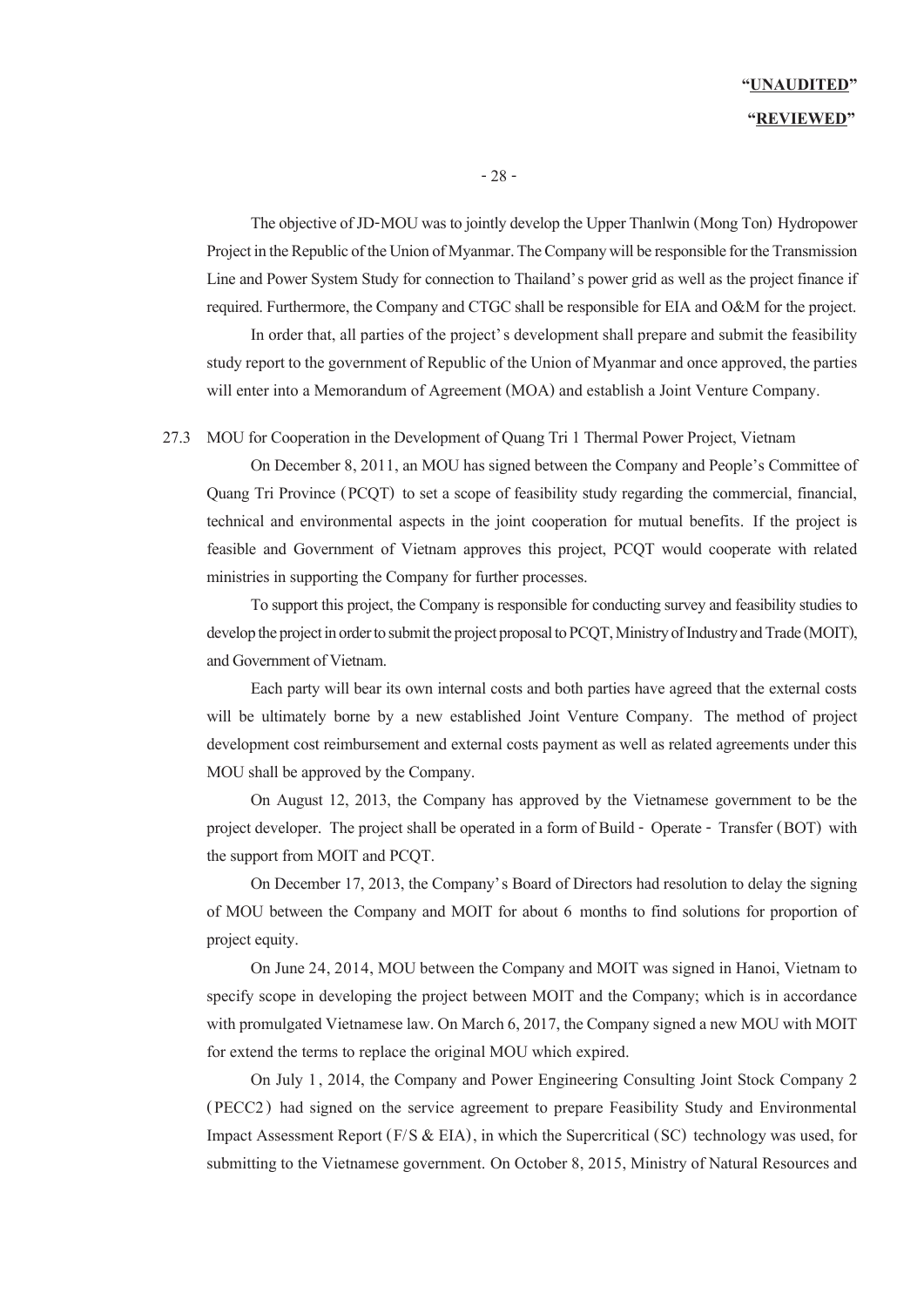The objective of JD-MOU was to jointly develop the Upper Thanlwin (Mong Ton) Hydropower Project in the Republic of the Union of Myanmar. The Company will be responsible for the Transmission Line and Power System Study for connection to Thailand's power grid as well as the project finance if required. Furthermore, the Company and CTGC shall be responsible for EIA and O&M for the project.

In order that, all parties of the project's development shall prepare and submit the feasibility study report to the government of Republic of the Union of Myanmar and once approved, the parties will enter into a Memorandum of Agreement (MOA) and establish a Joint Venture Company.

27.3 MOU for Cooperation in the Development of Quang Tri 1 Thermal Power Project, Vietnam

On December 8, 2011, an MOU has signed between the Company and People's Committee of Quang Tri Province (PCQT) to set a scope of feasibility study regarding the commercial, financial, technical and environmental aspects in the joint cooperation for mutual benefits. If the project is feasible and Government of Vietnam approves this project, PCQT would cooperate with related ministries in supporting the Company for further processes.

To support this project, the Company is responsible for conducting survey and feasibility studies to develop the project in order to submit the project proposal to PCQT, Ministry of Industry and Trade (MOIT), and Government of Vietnam.

Each party will bear its own internal costs and both parties have agreed that the external costs will be ultimately borne by a new established Joint Venture Company. The method of project development cost reimbursement and external costs payment as well as related agreements under this MOU shall be approved by the Company.

On August 12, 2013, the Company has approved by the Vietnamese government to be the project developer. The project shall be operated in a form of Build - Operate - Transfer (BOT) with the support from MOIT and PCQT.

On December 17, 2013, the Company's Board of Directors had resolution to delay the signing of MOU between the Company and MOIT for about 6 months to find solutions for proportion of project equity.

On June 24, 2014, MOU between the Company and MOIT was signed in Hanoi, Vietnam to specify scope in developing the project between MOIT and the Company; which is in accordance with promulgated Vietnamese law. On March 6, 2017, the Company signed a new MOU with MOIT for extend the terms to replace the original MOU which expired.

On July 1, 2014, the Company and Power Engineering Consulting Joint Stock Company 2 (PECC2) had signed on the service agreement to prepare Feasibility Study and Environmental Impact Assessment Report (F/S & EIA), in which the Supercritical (SC) technology was used, for submitting to the Vietnamese government. On October 8, 2015, Ministry of Natural Resources and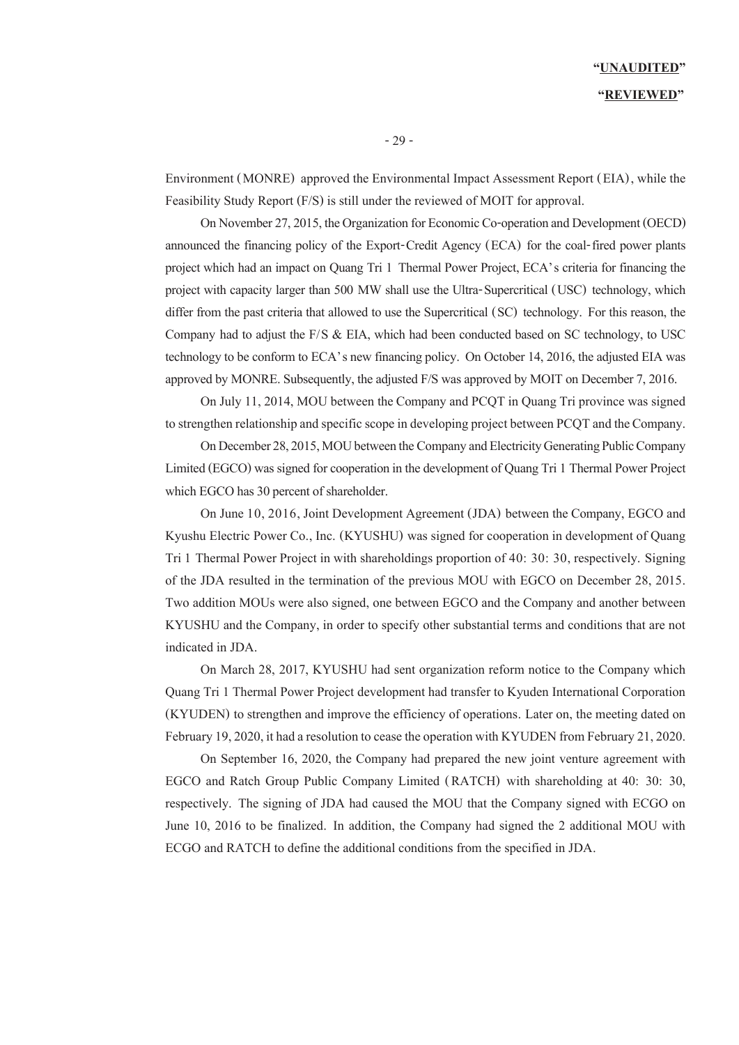Environment (MONRE) approved the Environmental Impact Assessment Report (EIA), while the Feasibility Study Report (F/S) is still under the reviewed of MOIT for approval.

On November 27, 2015, the Organization for Economic Co-operation and Development (OECD) announced the financing policy of the Export-Credit Agency (ECA) for the coal-fired power plants project which had an impact on Quang Tri 1 Thermal Power Project, ECA's criteria for financing the project with capacity larger than 500 MW shall use the Ultra-Supercritical (USC) technology, which differ from the past criteria that allowed to use the Supercritical (SC) technology. For this reason, the Company had to adjust the F/S & EIA, which had been conducted based on SC technology, to USC technology to be conform to ECA's new financing policy. On October 14, 2016, the adjusted EIA was approved by MONRE. Subsequently, the adjusted F/S was approved by MOIT on December 7, 2016.

On July 11, 2014, MOU between the Company and PCQT in Quang Tri province was signed to strengthen relationship and specific scope in developing project between PCQT and the Company.

On December 28, 2015, MOU between the Company and Electricity Generating Public Company Limited (EGCO) was signed for cooperation in the development of Quang Tri 1 Thermal Power Project which EGCO has 30 percent of shareholder.

On June 10, 2016, Joint Development Agreement (JDA) between the Company, EGCO and Kyushu Electric Power Co., Inc. (KYUSHU) was signed for cooperation in development of Quang Tri 1 Thermal Power Project in with shareholdings proportion of 40: 30: 30, respectively. Signing of the JDA resulted in the termination of the previous MOU with EGCO on December 28, 2015. Two addition MOUs were also signed, one between EGCO and the Company and another between KYUSHU and the Company, in order to specify other substantial terms and conditions that are not indicated in JDA.

On March 28, 2017, KYUSHU had sent organization reform notice to the Company which Quang Tri 1 Thermal Power Project development had transfer to Kyuden International Corporation (KYUDEN) to strengthen and improve the efficiency of operations. Later on, the meeting dated on February 19, 2020, it had a resolution to cease the operation with KYUDEN from February 21, 2020.

On September 16, 2020, the Company had prepared the new joint venture agreement with EGCO and Ratch Group Public Company Limited (RATCH) with shareholding at 40: 30: 30, respectively. The signing of JDA had caused the MOU that the Company signed with ECGO on June 10, 2016 to be finalized. In addition, the Company had signed the 2 additional MOU with ECGO and RATCH to define the additional conditions from the specified in JDA.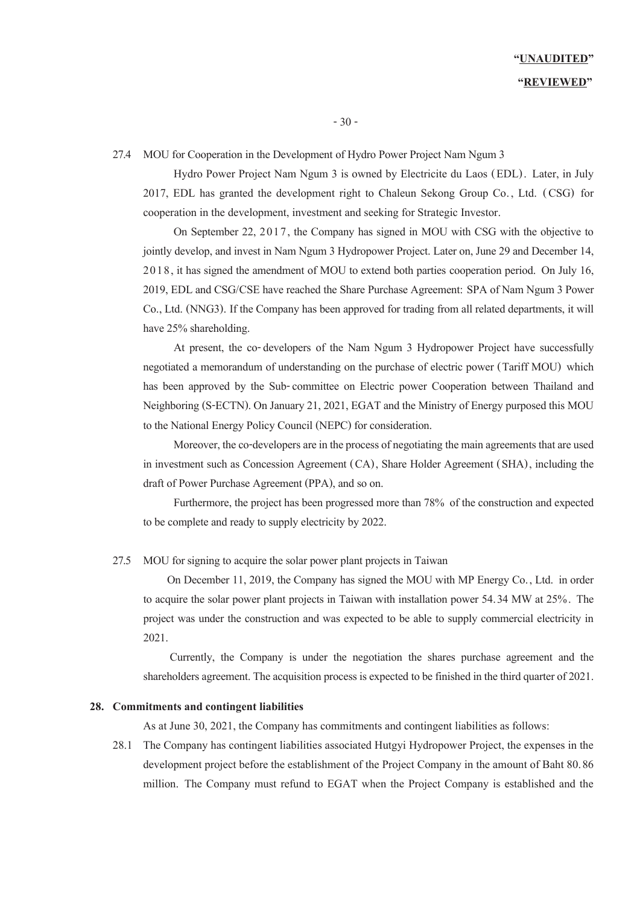27.4 MOU for Cooperation in the Development of Hydro Power Project Nam Ngum 3

Hydro Power Project Nam Ngum 3 is owned by Electricite du Laos (EDL). Later, in July 2017, EDL has granted the development right to Chaleun Sekong Group Co., Ltd. (CSG) for cooperation in the development, investment and seeking for Strategic Investor.

On September 22, 2017, the Company has signed in MOU with CSG with the objective to jointly develop, and invest in Nam Ngum 3 Hydropower Project. Later on, June 29 and December 14, 2018, it has signed the amendment of MOU to extend both parties cooperation period. On July 16, 2019, EDL and CSG/CSE have reached the Share Purchase Agreement: SPA of Nam Ngum 3 Power Co., Ltd. (NNG3). If the Company has been approved for trading from all related departments, it will have 25% shareholding.

At present, the co-developers of the Nam Ngum 3 Hydropower Project have successfully negotiated a memorandum of understanding on the purchase of electric power (Tariff MOU) which has been approved by the Sub-committee on Electric power Cooperation between Thailand and Neighboring (S-ECTN). On January 21, 2021, EGAT and the Ministry of Energy purposed this MOU to the National Energy Policy Council (NEPC) for consideration.

Moreover, the co-developers are in the process of negotiating the main agreements that are used in investment such as Concession Agreement (CA), Share Holder Agreement (SHA), including the draft of Power Purchase Agreement (PPA), and so on.

Furthermore, the project has been progressed more than 78% of the construction and expected to be complete and ready to supply electricity by 2022.

27.5 MOU for signing to acquire the solar power plant projects in Taiwan

On December 11, 2019, the Company has signed the MOU with MP Energy Co., Ltd. in order to acquire the solar power plant projects in Taiwan with installation power 54.34 MW at 25%. The project was under the construction and was expected to be able to supply commercial electricity in 2021.

Currently, the Company is under the negotiation the shares purchase agreement and the shareholders agreement. The acquisition process is expected to be finished in the third quarter of 2021.

## 28. Commitments and contingent liabilities

As at June 30, 2021, the Company has commitments and contingent liabilities as follows:

28.1 The Company has contingent liabilities associated Hutgyi Hydropower Project, the expenses in the development project before the establishment of the Project Company in the amount of Baht 80.86 million. The Company must refund to EGAT when the Project Company is established and the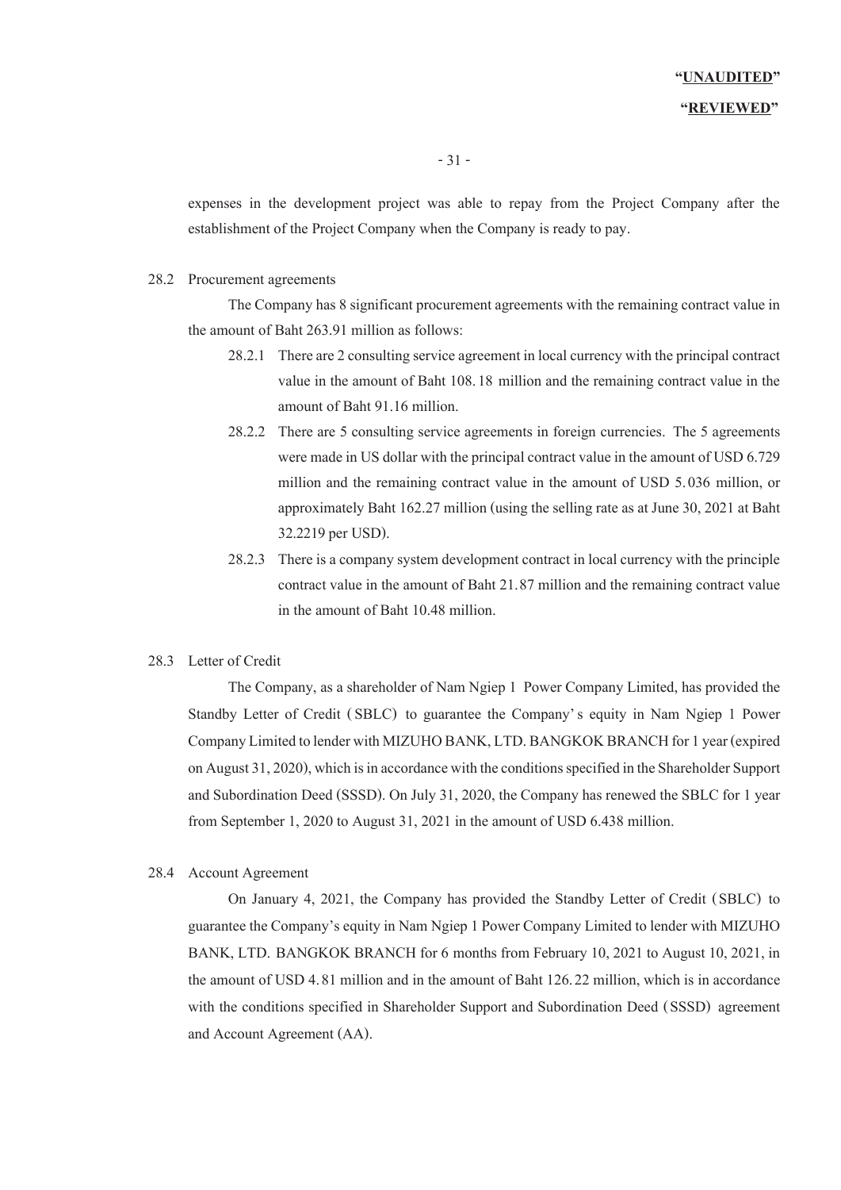expenses in the development project was able to repay from the Project Company after the establishment of the Project Company when the Company is ready to pay.

28.2 Procurement agreements

The Company has 8 significant procurement agreements with the remaining contract value in the amount of Baht 263.91 million as follows:

28.2.1 There are 2 consulting service agreement in local currency with the principal contract value in the amount of Baht 108.18 million and the remaining contract value in the amount of Baht 91.16 million.

28.2.2 There are 5 consulting service agreements in foreign currencies. The 5 agreements were made in US dollar with the principal contract value in the amount of USD 6.729 million and the remaining contract value in the amount of USD 5.036 million, or approximately Baht 162.27 million (using the selling rate as at June 30, 2021 at Baht 32.2219 per USD).

28.2.3 There is a company system development contract in local currency with the principle contract value in the amount of Baht 21.87 million and the remaining contract value in the amount of Baht 10.48 million.

28.3 Letter of Credit

The Company, as a shareholder of Nam Ngiep 1 Power Company Limited, has provided the Standby Letter of Credit (SBLC) to guarantee the Company's equity in Nam Ngiep 1 Power Company Limited to lender with MIZUHO BANK, LTD. BANGKOK BRANCH for 1 year (expired on August 31, 2020), which is in accordance with the conditions specified in the Shareholder Support and Subordination Deed (SSSD). On July 31, 2020, the Company has renewed the SBLC for 1 year from September 1, 2020 to August 31, 2021 in the amount of USD 6.438 million.

28.4 Account Agreement

On January 4, 2021, the Company has provided the Standby Letter of Credit (SBLC) to guarantee the Company's equity in Nam Ngiep 1 Power Company Limited to lender with MIZUHO BANK, LTD. BANGKOK BRANCH for 6 months from February 10, 2021 to August 10, 2021, in the amount of USD 4.81 million and in the amount of Baht 126.22 million, which is in accordance with the conditions specified in Shareholder Support and Subordination Deed (SSSD) agreement and Account Agreement (AA).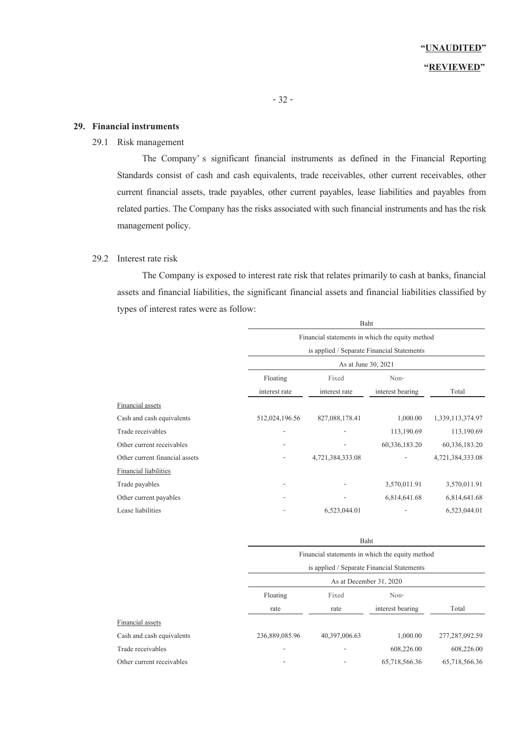**"UNAUDITED"**

**"REVIEWED"**

## 29. Financial instruments

### 29.1 Risk management

The Company's significant financial instruments as defined in the Financial Reporting Standards consist of cash and cash equivalents, trade receivables, other current receivables, other current financial assets, trade payables, other current payables, lease liabilities and payables from related parties. The Company has the risks associated with such financial instruments and has the risk management policy.

### 29.2 Interest rate risk

The Company is exposed to interest rate risk that relates primarily to cash at banks, financial assets and financial liabilities, the significant financial assets and financial liabilities classified by types of interest rates were as follow:

| | Baht | | | |
|---|---|---|---|---|
| | Financial statements in which the equity method is applied / Separate Financial Statements | | | |
| | As at June 30, 2021 | | | |
| | Floating interest rate | Fixed interest rate | Non-interest bearing | Total |
| Financial assets | | | | |
| Cash and cash equivalents | 512,024,196.56 | 827,088,178.41 | 1,000.00 | 1,339,113,374.97 |
| Trade receivables | - | - | 113,190.69 | 113,190.69 |
| Other current receivables | - | - | 60,336,183.20 | 60,336,183.20 |
| Other current financial assets | - | 4,721,384,333.08 | - | 4,721,384,333.08 |
| Financial liabilities | | | | |
| Trade payables | - | - | 3,570,011.91 | 3,570,011.91 |
| Other current payables | - | - | 6,814,641.68 | 6,814,641.68 |
| Lease liabilities | - | 6,523,044.01 | - | 6,523,044.01 |

| | Baht | | | |
|---|---|---|---|---|
| | Financial statements in which the equity method is applied / Separate Financial Statements | | | |
| | As at December 31, 2020 | | | |
| | Floating rate | Fixed rate | Non-interest bearing | Total |
| Financial assets | | | | |
| Cash and cash equivalents | 236,889,085.96 | 40,397,006.63 | 1,000.00 | 277,287,092.59 |
| Trade receivables | - | - | 608,226.00 | 608,226.00 |
| Other current receivables | - | - | 65,718,566.36 | 65,718,566.36 |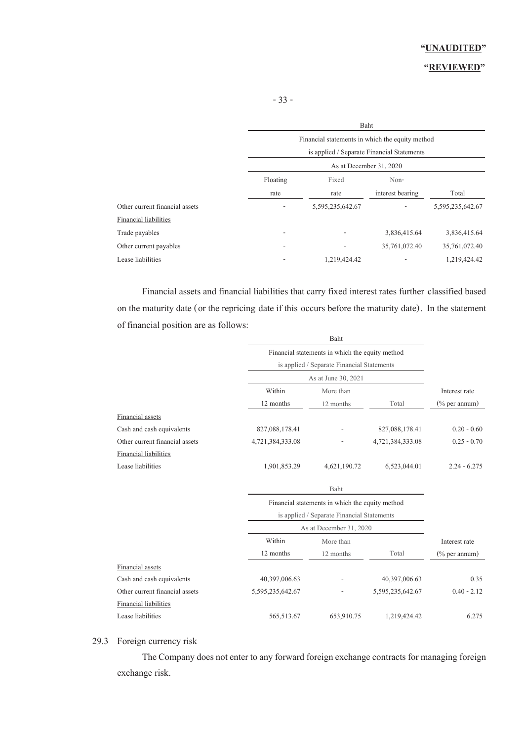**"UNAUDITED"**

**"REVIEWED"**

| | Baht | | | |
|---|---|---|---|---|
| | Financial statements in which the equity method is applied / Separate Financial Statements | | | |
| | As at December 31, 2020 | | | |
| | Floating rate | Fixed rate | Non-interest bearing | Total |
| Other current financial assets | - | 5,595,235,642.67 | - | 5,595,235,642.67 |
| Financial liabilities | | | | |
| Trade payables | - | - | 3,836,415.64 | 3,836,415.64 |
| Other current payables | - | - | 35,761,072.40 | 35,761,072.40 |
| Lease liabilities | - | 1,219,424.42 | - | 1,219,424.42 |

Financial assets and financial liabilities that carry fixed interest rates further classified based on the maturity date (or the repricing date if this occurs before the maturity date). In the statement of financial position are as follows:

| | Baht | | | |
|---|---|---|---|---|
| | Financial statements in which the equity method is applied / Separate Financial Statements | | | |
| | As at June 30, 2021 | | | |
| | Within 12 months | More than 12 months | Total | Interest rate (% per annum) |
| Financial assets | | | | |
| Cash and cash equivalents | 827,088,178.41 | - | 827,088,178.41 | 0.20 - 0.60 |
| Other current financial assets | 4,721,384,333.08 | - | 4,721,384,333.08 | 0.25 - 0.70 |
| Financial liabilities | | | | |
| Lease liabilities | 1,901,853.29 | 4,621,190.72 | 6,523,044.01 | 2.24 - 6.275 |

| | Baht | | | |
|---|---|---|---|---|
| | Financial statements in which the equity method is applied / Separate Financial Statements | | | |
| | As at December 31, 2020 | | | |
| | Within 12 months | More than 12 months | Total | Interest rate (% per annum) |
| Financial assets | | | | |
| Cash and cash equivalents | 40,397,006.63 | - | 40,397,006.63 | 0.35 |
| Other current financial assets | 5,595,235,642.67 | - | 5,595,235,642.67 | 0.40 - 2.12 |
| Financial liabilities | | | | |
| Lease liabilities | 565,513.67 | 653,910.75 | 1,219,424.42 | 6.275 |

29.3 Foreign currency risk

The Company does not enter to any forward foreign exchange contracts for managing foreign exchange risk.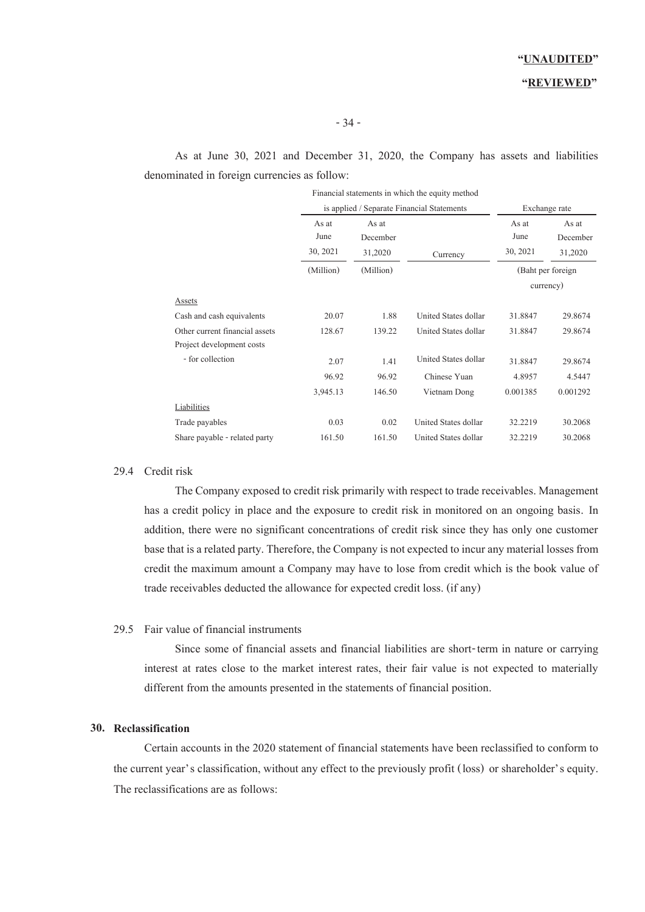"UNAUDITED"

"REVIEWED"

As at June 30, 2021 and December 31, 2020, the Company has assets and liabilities denominated in foreign currencies as follow:

| | Financial statements in which the equity method is applied / Separate Financial Statements | | | Exchange rate | |
|---|---|---|---|---|---|
| | As at June 30, 2021 | As at December 31,2020 | Currency | As at June 30, 2021 | As at December 31,2020 |
| | (Million) | (Million) | | (Baht per foreign currency) | |
| Assets | | | | | |
| Cash and cash equivalents | 20.07 | 1.88 | United States dollar | 31.8847 | 29.8674 |
| Other current financial assets | 128.67 | 139.22 | United States dollar | 31.8847 | 29.8674 |
| Project development costs | | | | | |
| - for collection | 2.07 | 1.41 | United States dollar | 31.8847 | 29.8674 |
| | 96.92 | 96.92 | Chinese Yuan | 4.8957 | 4.5447 |
| | 3,945.13 | 146.50 | Vietnam Dong | 0.001385 | 0.001292 |
| Liabilities | | | | | |
| Trade payables | 0.03 | 0.02 | United States dollar | 32.2219 | 30.2068 |
| Share payable - related party | 161.50 | 161.50 | United States dollar | 32.2219 | 30.2068 |

### 29.4 Credit risk

The Company exposed to credit risk primarily with respect to trade receivables. Management has a credit policy in place and the exposure to credit risk in monitored on an ongoing basis. In addition, there were no significant concentrations of credit risk since they has only one customer base that is a related party. Therefore, the Company is not expected to incur any material losses from credit the maximum amount a Company may have to lose from credit which is the book value of trade receivables deducted the allowance for expected credit loss. (if any)

### 29.5 Fair value of financial instruments

Since some of financial assets and financial liabilities are short-term in nature or carrying interest at rates close to the market interest rates, their fair value is not expected to materially different from the amounts presented in the statements of financial position.

## 30. Reclassification

Certain accounts in the 2020 statement of financial statements have been reclassified to conform to the current year's classification, without any effect to the previously profit (loss) or shareholder's equity. The reclassifications are as follows: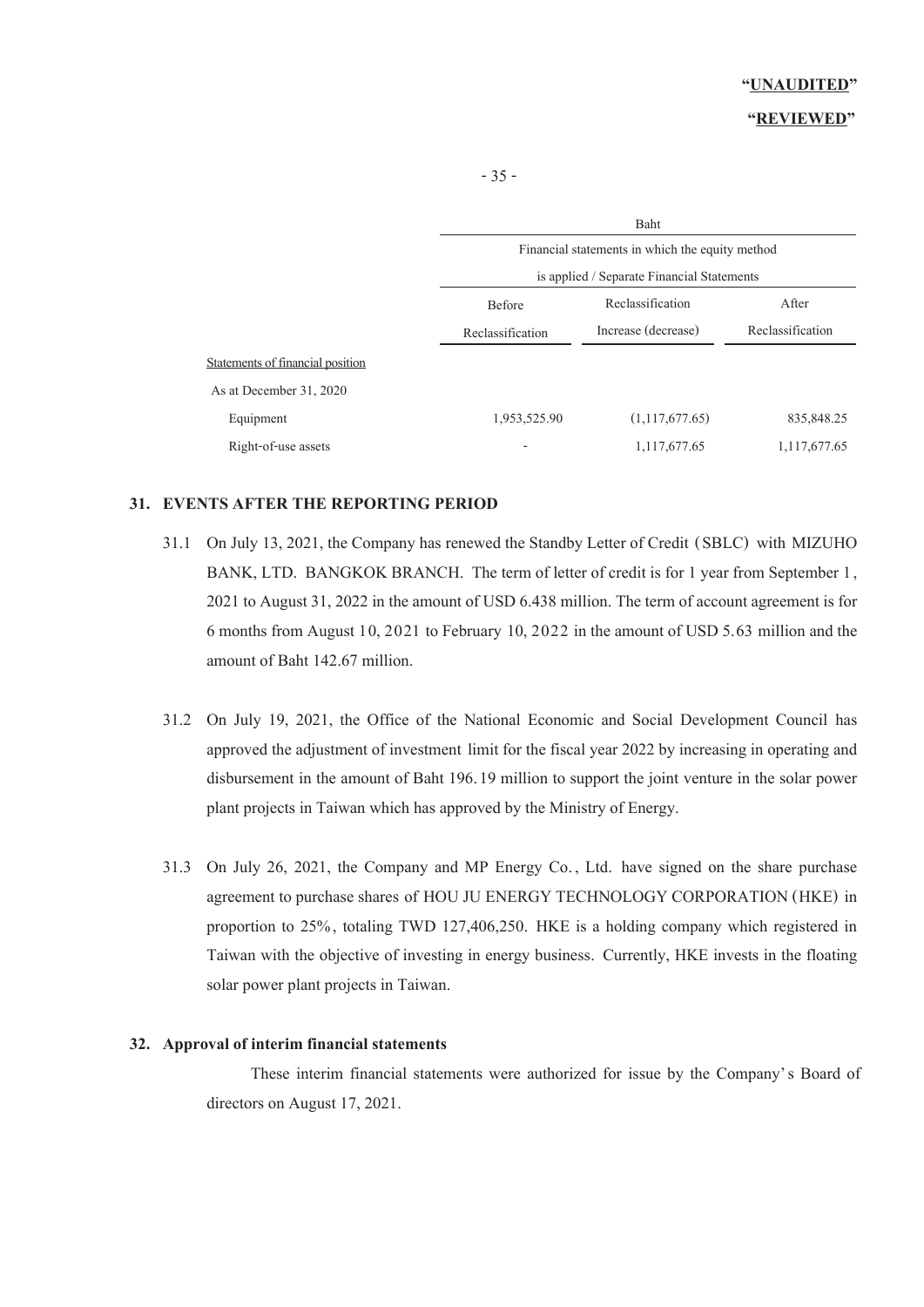| | Baht | | |
|---|---|---|---|
| | Financial statements in which the equity method is applied / Separate Financial Statements | | |
| | Before Reclassification | Reclassification Increase (decrease) | After Reclassification |
| Statements of financial position | | | |
| As at December 31, 2020 | | | |
| Equipment | 1,953,525.90 | (1,117,677.65) | 835,848.25 |
| Right-of-use assets | - | 1,117,677.65 | 1,117,677.65 |

## 31. EVENTS AFTER THE REPORTING PERIOD

31.1 On July 13, 2021, the Company has renewed the Standby Letter of Credit (SBLC) with MIZUHO BANK, LTD. BANGKOK BRANCH. The term of letter of credit is for 1 year from September 1, 2021 to August 31, 2022 in the amount of USD 6.438 million. The term of account agreement is for 6 months from August 10, 2021 to February 10, 2022 in the amount of USD 5.63 million and the amount of Baht 142.67 million.

31.2 On July 19, 2021, the Office of the National Economic and Social Development Council has approved the adjustment of investment limit for the fiscal year 2022 by increasing in operating and disbursement in the amount of Baht 196.19 million to support the joint venture in the solar power plant projects in Taiwan which has approved by the Ministry of Energy.

31.3 On July 26, 2021, the Company and MP Energy Co., Ltd. have signed on the share purchase agreement to purchase shares of HOU JU ENERGY TECHNOLOGY CORPORATION (HKE) in proportion to 25%, totaling TWD 127,406,250. HKE is a holding company which registered in Taiwan with the objective of investing in energy business. Currently, HKE invests in the floating solar power plant projects in Taiwan.

## 32. Approval of interim financial statements

These interim financial statements were authorized for issue by the Company's Board of directors on August 17, 2021.